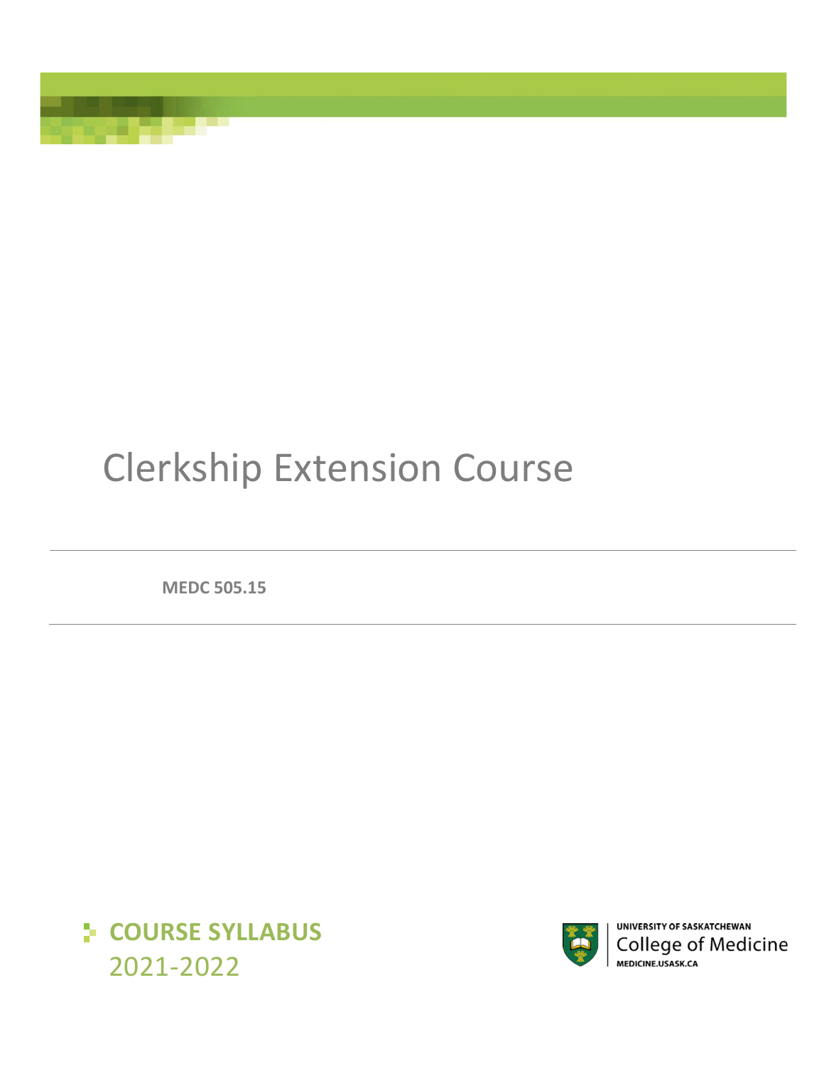# Clerkship Extension Course

**MEDC 505.15**

**COURSE SYLLABUS**
2021-2022

UNIVERSITY OF SASKATCHEWAN
College of Medicine
MEDICINE.USASK.CA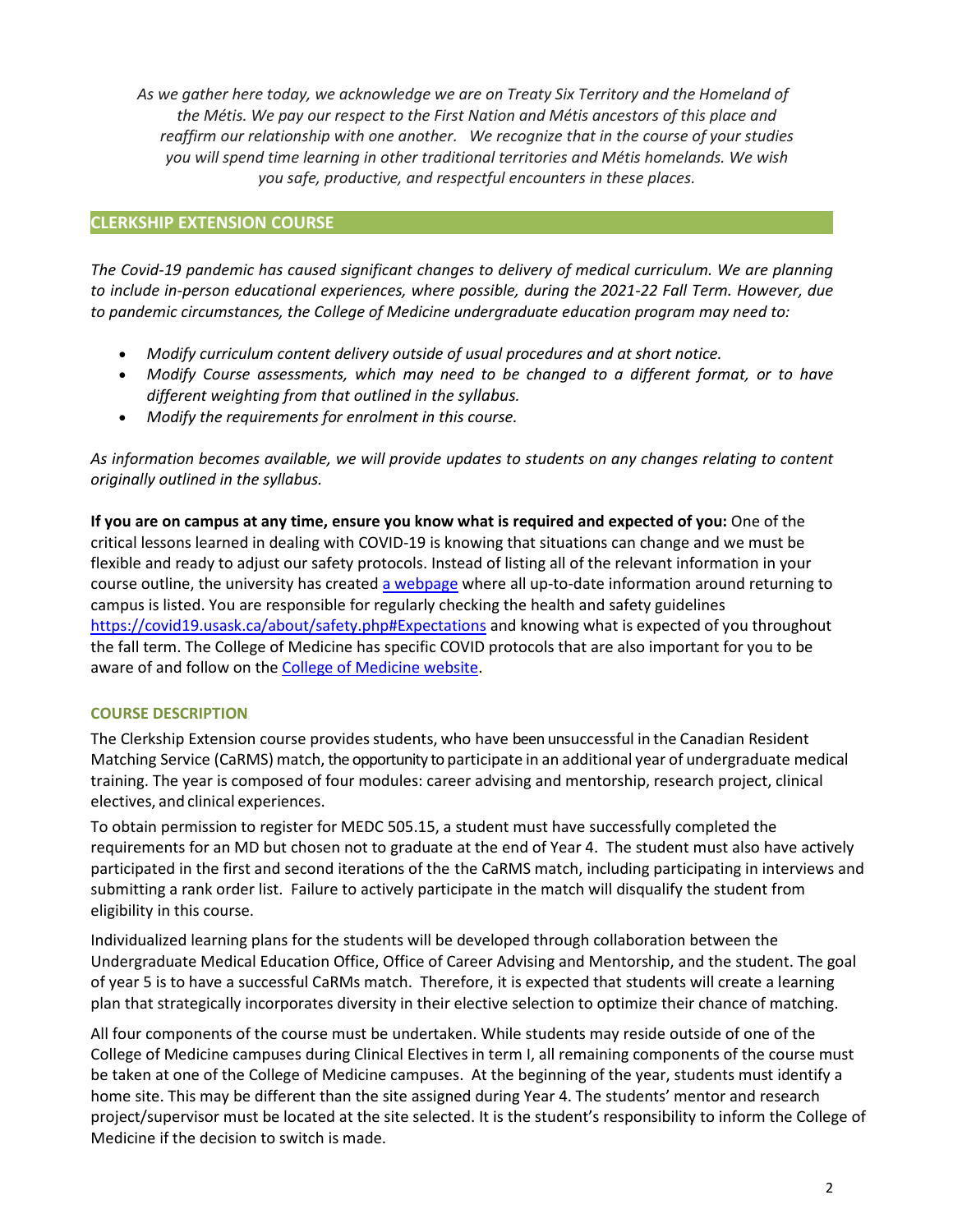*As we gather here today, we acknowledge we are on Treaty Six Territory and the Homeland of the Métis. We pay our respect to the First Nation and Métis ancestors of this place and reaffirm our relationship with one another. We recognize that in the course of your studies you will spend time learning in other traditional territories and Métis homelands. We wish you safe, productive, and respectful encounters in these places.*

## CLERKSHIP EXTENSION COURSE

*The Covid-19 pandemic has caused significant changes to delivery of medical curriculum. We are planning to include in-person educational experiences, where possible, during the 2021-22 Fall Term. However, due to pandemic circumstances, the College of Medicine undergraduate education program may need to:*

- *Modify curriculum content delivery outside of usual procedures and at short notice.*
- *Modify Course assessments, which may need to be changed to a different format, or to have different weighting from that outlined in the syllabus.*
- *Modify the requirements for enrolment in this course.*

*As information becomes available, we will provide updates to students on any changes relating to content originally outlined in the syllabus.*

**If you are on campus at any time, ensure you know what is required and expected of you:** One of the critical lessons learned in dealing with COVID-19 is knowing that situations can change and we must be flexible and ready to adjust our safety protocols. Instead of listing all of the relevant information in your course outline, the university has created a webpage where all up-to-date information around returning to campus is listed. You are responsible for regularly checking the health and safety guidelines https://covid19.usask.ca/about/safety.php#Expectations and knowing what is expected of you throughout the fall term. The College of Medicine has specific COVID protocols that are also important for you to be aware of and follow on the College of Medicine website.

### COURSE DESCRIPTION

The Clerkship Extension course provides students, who have been unsuccessful in the Canadian Resident Matching Service (CaRMS) match, the opportunity to participate in an additional year of undergraduate medical training. The year is composed of four modules: career advising and mentorship, research project, clinical electives, and clinical experiences.

To obtain permission to register for MEDC 505.15, a student must have successfully completed the requirements for an MD but chosen not to graduate at the end of Year 4. The student must also have actively participated in the first and second iterations of the the CaRMS match, including participating in interviews and submitting a rank order list. Failure to actively participate in the match will disqualify the student from eligibility in this course.

Individualized learning plans for the students will be developed through collaboration between the Undergraduate Medical Education Office, Office of Career Advising and Mentorship, and the student. The goal of year 5 is to have a successful CaRMs match. Therefore, it is expected that students will create a learning plan that strategically incorporates diversity in their elective selection to optimize their chance of matching.

All four components of the course must be undertaken. While students may reside outside of one of the College of Medicine campuses during Clinical Electives in term I, all remaining components of the course must be taken at one of the College of Medicine campuses. At the beginning of the year, students must identify a home site. This may be different than the site assigned during Year 4. The students' mentor and research project/supervisor must be located at the site selected. It is the student's responsibility to inform the College of Medicine if the decision to switch is made.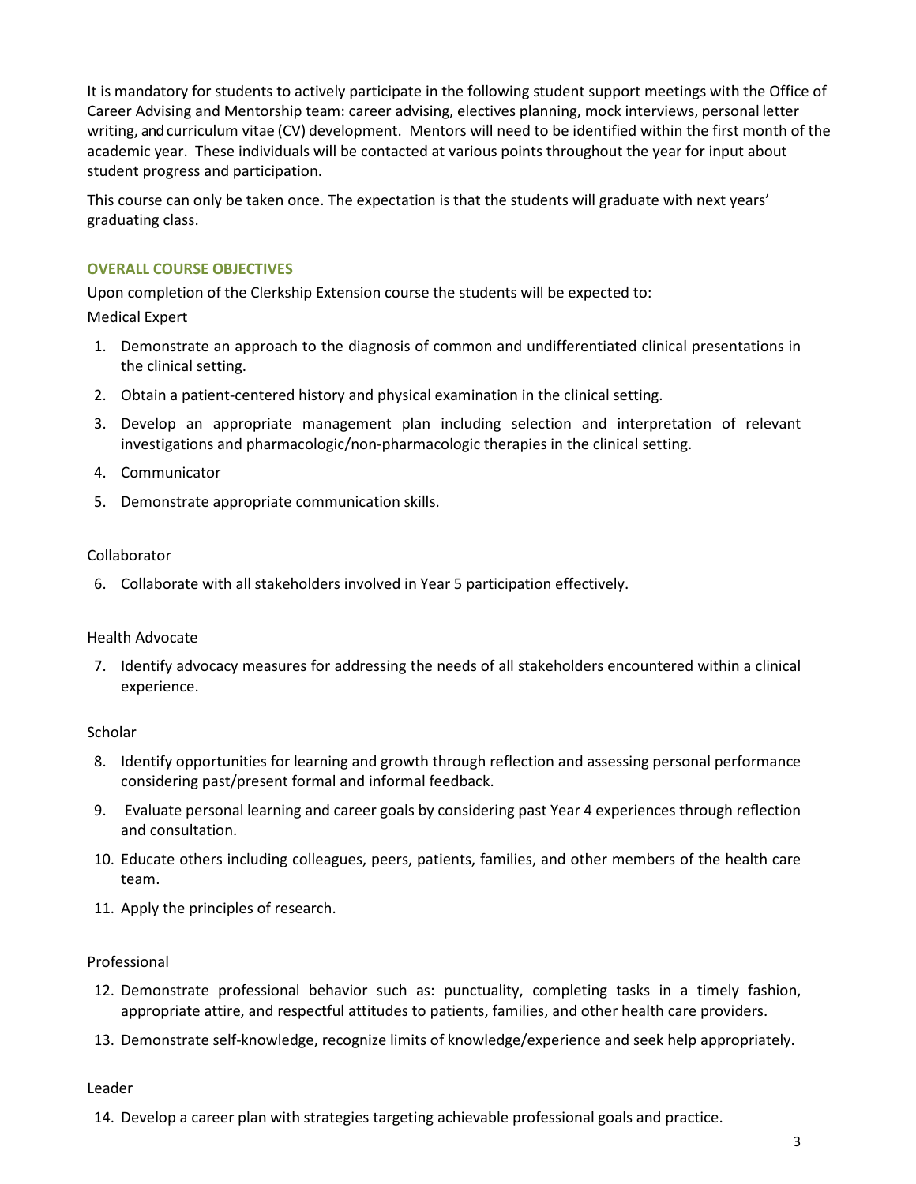It is mandatory for students to actively participate in the following student support meetings with the Office of Career Advising and Mentorship team: career advising, electives planning, mock interviews, personal letter writing, and curriculum vitae (CV) development. Mentors will need to be identified within the first month of the academic year. These individuals will be contacted at various points throughout the year for input about student progress and participation.

This course can only be taken once. The expectation is that the students will graduate with next years' graduating class.

### OVERALL COURSE OBJECTIVES

Upon completion of the Clerkship Extension course the students will be expected to:

Medical Expert

1. Demonstrate an approach to the diagnosis of common and undifferentiated clinical presentations in the clinical setting.
2. Obtain a patient-centered history and physical examination in the clinical setting.
3. Develop an appropriate management plan including selection and interpretation of relevant investigations and pharmacologic/non-pharmacologic therapies in the clinical setting.
4. Communicator
5. Demonstrate appropriate communication skills.

Collaborator

6. Collaborate with all stakeholders involved in Year 5 participation effectively.

Health Advocate

7. Identify advocacy measures for addressing the needs of all stakeholders encountered within a clinical experience.

Scholar

8. Identify opportunities for learning and growth through reflection and assessing personal performance considering past/present formal and informal feedback.
9. Evaluate personal learning and career goals by considering past Year 4 experiences through reflection and consultation.
10. Educate others including colleagues, peers, patients, families, and other members of the health care team.
11. Apply the principles of research.

Professional

12. Demonstrate professional behavior such as: punctuality, completing tasks in a timely fashion, appropriate attire, and respectful attitudes to patients, families, and other health care providers.
13. Demonstrate self-knowledge, recognize limits of knowledge/experience and seek help appropriately.

Leader

14. Develop a career plan with strategies targeting achievable professional goals and practice.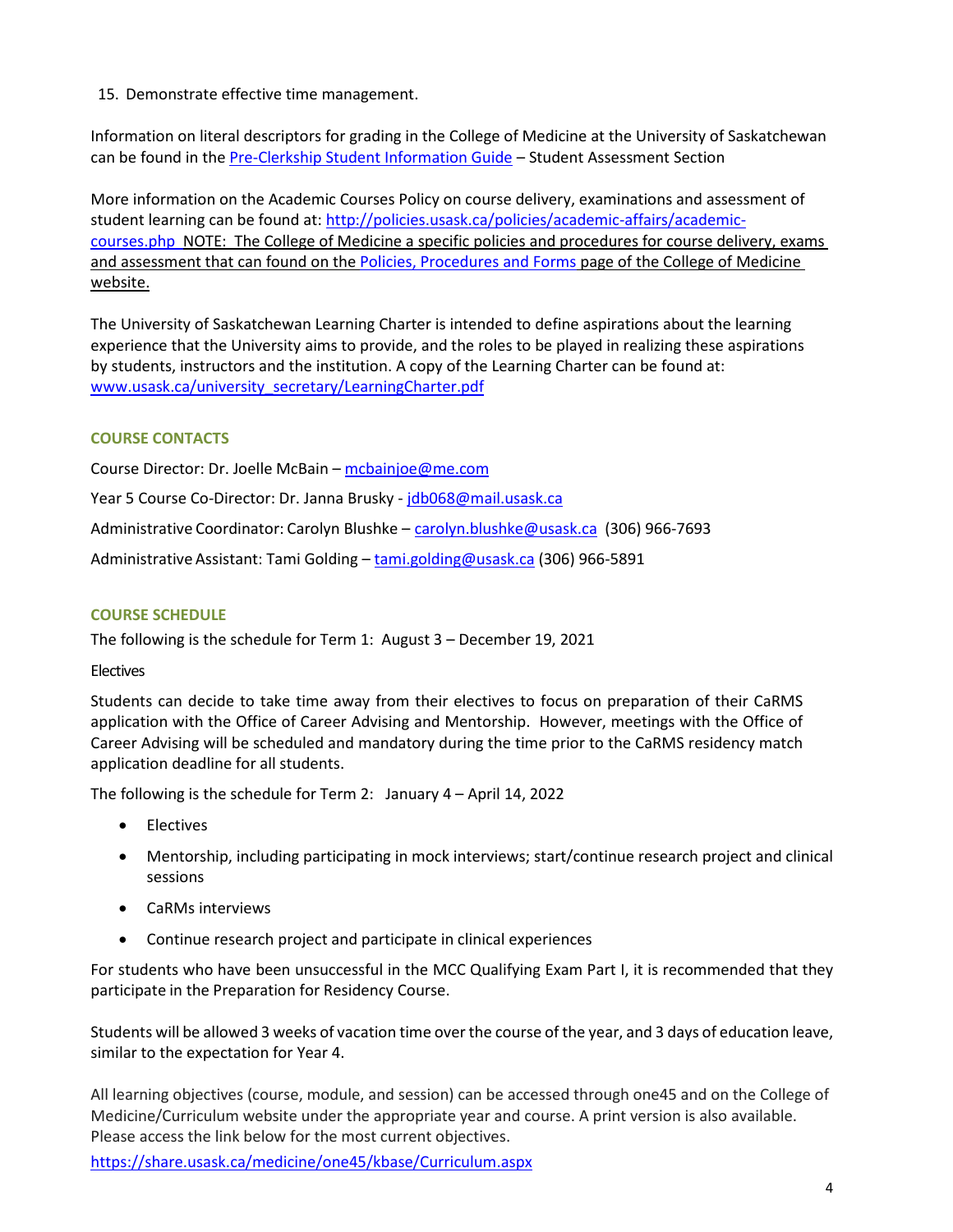15. Demonstrate effective time management.

Information on literal descriptors for grading in the College of Medicine at the University of Saskatchewan can be found in the Pre-Clerkship Student Information Guide – Student Assessment Section

More information on the Academic Courses Policy on course delivery, examinations and assessment of student learning can be found at: http://policies.usask.ca/policies/academic-affairs/academic-courses.php NOTE: The College of Medicine a specific policies and procedures for course delivery, exams and assessment that can found on the Policies, Procedures and Forms page of the College of Medicine website.

The University of Saskatchewan Learning Charter is intended to define aspirations about the learning experience that the University aims to provide, and the roles to be played in realizing these aspirations by students, instructors and the institution. A copy of the Learning Charter can be found at: www.usask.ca/university_secretary/LearningCharter.pdf

## COURSE CONTACTS

Course Director: Dr. Joelle McBain – mcbainjoe@me.com

Year 5 Course Co-Director: Dr. Janna Brusky - jdb068@mail.usask.ca

Administrative Coordinator: Carolyn Blushke – carolyn.blushke@usask.ca (306) 966-7693

Administrative Assistant: Tami Golding – tami.golding@usask.ca (306) 966-5891

## COURSE SCHEDULE

The following is the schedule for Term 1: August 3 – December 19, 2021

Electives

Students can decide to take time away from their electives to focus on preparation of their CaRMS application with the Office of Career Advising and Mentorship. However, meetings with the Office of Career Advising will be scheduled and mandatory during the time prior to the CaRMS residency match application deadline for all students.

The following is the schedule for Term 2: January 4 – April 14, 2022

- Electives
- Mentorship, including participating in mock interviews; start/continue research project and clinical sessions
- CaRMs interviews
- Continue research project and participate in clinical experiences

For students who have been unsuccessful in the MCC Qualifying Exam Part I, it is recommended that they participate in the Preparation for Residency Course.

Students will be allowed 3 weeks of vacation time over the course of the year, and 3 days of education leave, similar to the expectation for Year 4.

All learning objectives (course, module, and session) can be accessed through one45 and on the College of Medicine/Curriculum website under the appropriate year and course. A print version is also available. Please access the link below for the most current objectives.

https://share.usask.ca/medicine/one45/kbase/Curriculum.aspx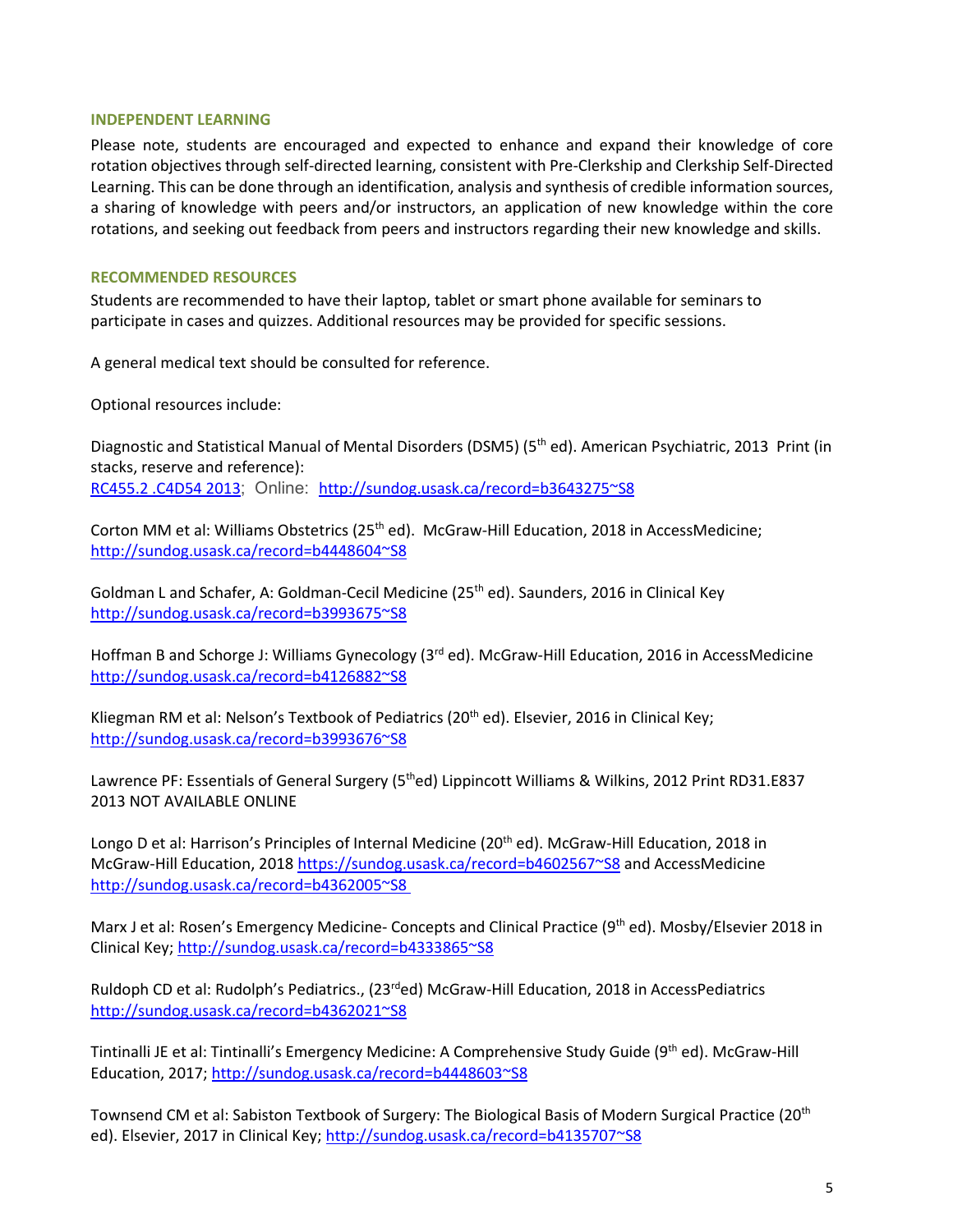## INDEPENDENT LEARNING

Please note, students are encouraged and expected to enhance and expand their knowledge of core rotation objectives through self-directed learning, consistent with Pre-Clerkship and Clerkship Self-Directed Learning. This can be done through an identification, analysis and synthesis of credible information sources, a sharing of knowledge with peers and/or instructors, an application of new knowledge within the core rotations, and seeking out feedback from peers and instructors regarding their new knowledge and skills.

## RECOMMENDED RESOURCES

Students are recommended to have their laptop, tablet or smart phone available for seminars to participate in cases and quizzes. Additional resources may be provided for specific sessions.

A general medical text should be consulted for reference.

Optional resources include:

Diagnostic and Statistical Manual of Mental Disorders (DSM5) (5th ed). American Psychiatric, 2013 Print (in stacks, reserve and reference): RC455.2 .C4D54 2013; Online: http://sundog.usask.ca/record=b3643275~S8

Corton MM et al: Williams Obstetrics (25th ed). McGraw-Hill Education, 2018 in AccessMedicine; http://sundog.usask.ca/record=b4448604~S8

Goldman L and Schafer, A: Goldman-Cecil Medicine (25th ed). Saunders, 2016 in Clinical Key http://sundog.usask.ca/record=b3993675~S8

Hoffman B and Schorge J: Williams Gynecology (3rd ed). McGraw-Hill Education, 2016 in AccessMedicine http://sundog.usask.ca/record=b4126882~S8

Kliegman RM et al: Nelson's Textbook of Pediatrics (20th ed). Elsevier, 2016 in Clinical Key; http://sundog.usask.ca/record=b3993676~S8

Lawrence PF: Essentials of General Surgery (5th ed) Lippincott Williams & Wilkins, 2012 Print RD31.E837 2013 NOT AVAILABLE ONLINE

Longo D et al: Harrison's Principles of Internal Medicine (20th ed). McGraw-Hill Education, 2018 in McGraw-Hill Education, 2018 https://sundog.usask.ca/record=b4602567~S8 and AccessMedicine http://sundog.usask.ca/record=b4362005~S8

Marx J et al: Rosen's Emergency Medicine- Concepts and Clinical Practice (9th ed). Mosby/Elsevier 2018 in Clinical Key; http://sundog.usask.ca/record=b4333865~S8

Ruldoph CD et al: Rudolph's Pediatrics., (23rd ed) McGraw-Hill Education, 2018 in AccessPediatrics http://sundog.usask.ca/record=b4362021~S8

Tintinalli JE et al: Tintinalli's Emergency Medicine: A Comprehensive Study Guide (9th ed). McGraw-Hill Education, 2017; http://sundog.usask.ca/record=b4448603~S8

Townsend CM et al: Sabiston Textbook of Surgery: The Biological Basis of Modern Surgical Practice (20th ed). Elsevier, 2017 in Clinical Key; http://sundog.usask.ca/record=b4135707~S8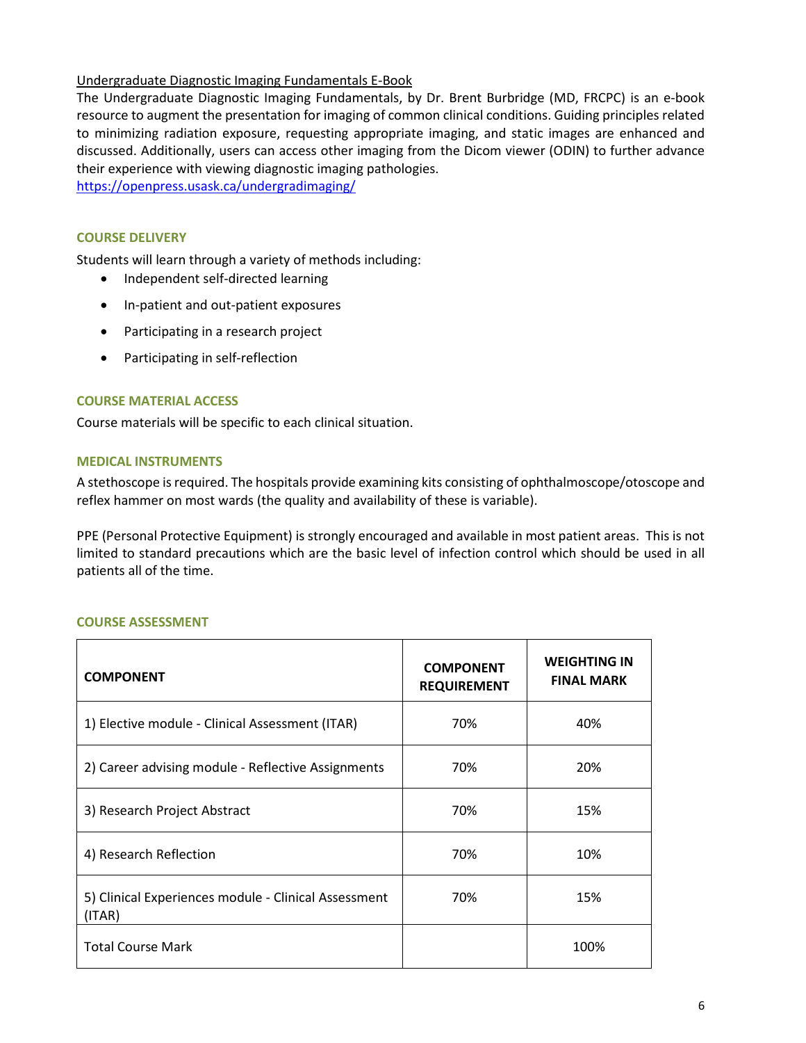Undergraduate Diagnostic Imaging Fundamentals E-Book

The Undergraduate Diagnostic Imaging Fundamentals, by Dr. Brent Burbridge (MD, FRCPC) is an e-book resource to augment the presentation for imaging of common clinical conditions. Guiding principles related to minimizing radiation exposure, requesting appropriate imaging, and static images are enhanced and discussed. Additionally, users can access other imaging from the Dicom viewer (ODIN) to further advance their experience with viewing diagnostic imaging pathologies.
https://openpress.usask.ca/undergradimaging/

## COURSE DELIVERY

Students will learn through a variety of methods including:

- Independent self-directed learning
- In-patient and out-patient exposures
- Participating in a research project
- Participating in self-reflection

## COURSE MATERIAL ACCESS

Course materials will be specific to each clinical situation.

## MEDICAL INSTRUMENTS

A stethoscope is required. The hospitals provide examining kits consisting of ophthalmoscope/otoscope and reflex hammer on most wards (the quality and availability of these is variable).

PPE (Personal Protective Equipment) is strongly encouraged and available in most patient areas. This is not limited to standard precautions which are the basic level of infection control which should be used in all patients all of the time.

## COURSE ASSESSMENT

| COMPONENT | COMPONENT REQUIREMENT | WEIGHTING IN FINAL MARK |
|---|---|---|
| 1) Elective module - Clinical Assessment (ITAR) | 70% | 40% |
| 2) Career advising module - Reflective Assignments | 70% | 20% |
| 3) Research Project Abstract | 70% | 15% |
| 4) Research Reflection | 70% | 10% |
| 5) Clinical Experiences module - Clinical Assessment (ITAR) | 70% | 15% |
| Total Course Mark | | 100% |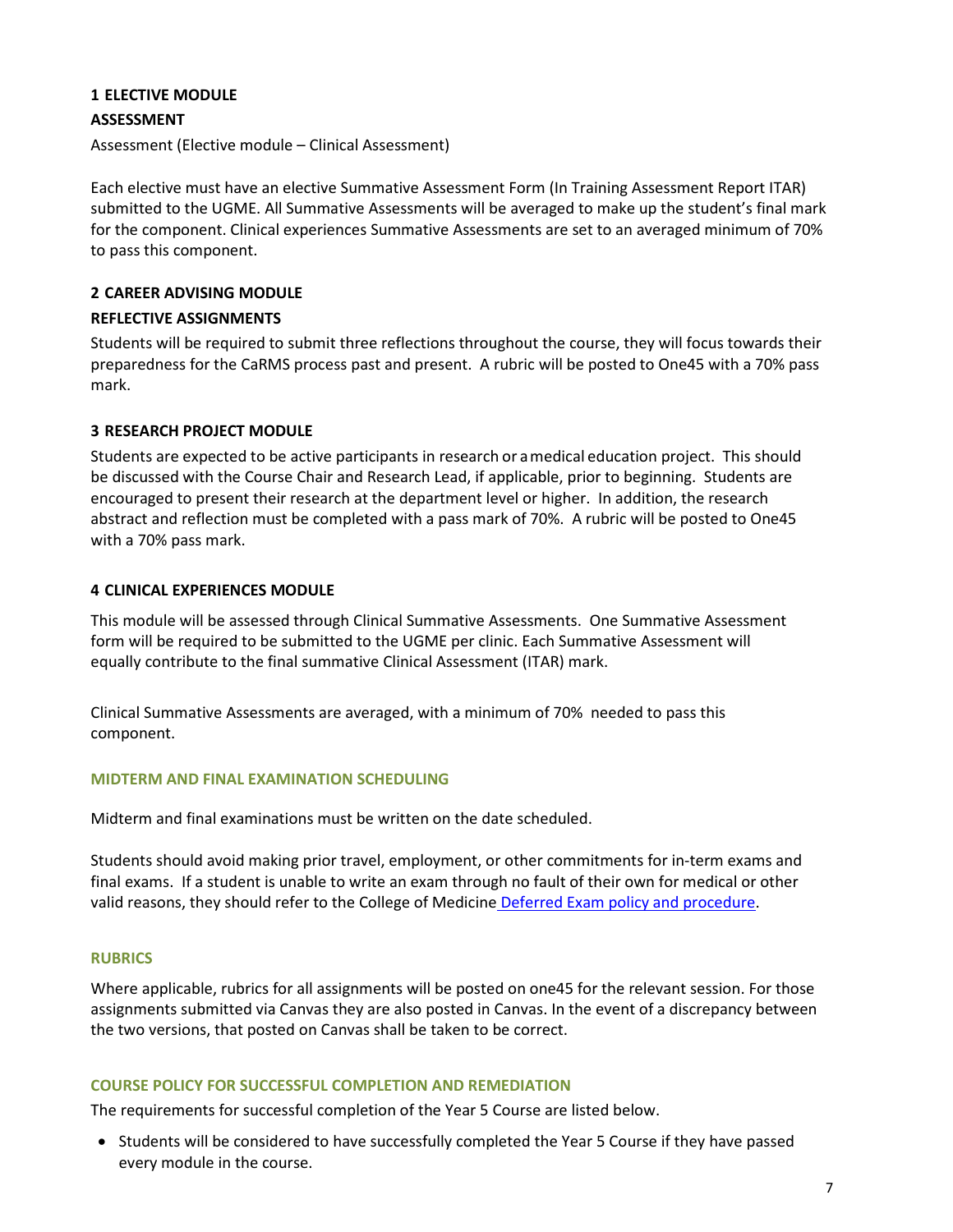### 1 ELECTIVE MODULE

#### ASSESSMENT

Assessment (Elective module – Clinical Assessment)

Each elective must have an elective Summative Assessment Form (In Training Assessment Report ITAR) submitted to the UGME. All Summative Assessments will be averaged to make up the student's final mark for the component. Clinical experiences Summative Assessments are set to an averaged minimum of 70% to pass this component.

### 2 CAREER ADVISING MODULE

#### REFLECTIVE ASSIGNMENTS

Students will be required to submit three reflections throughout the course, they will focus towards their preparedness for the CaRMS process past and present. A rubric will be posted to One45 with a 70% pass mark.

### 3 RESEARCH PROJECT MODULE

Students are expected to be active participants in research or a medical education project. This should be discussed with the Course Chair and Research Lead, if applicable, prior to beginning. Students are encouraged to present their research at the department level or higher. In addition, the research abstract and reflection must be completed with a pass mark of 70%. A rubric will be posted to One45 with a 70% pass mark.

### 4 CLINICAL EXPERIENCES MODULE

This module will be assessed through Clinical Summative Assessments. One Summative Assessment form will be required to be submitted to the UGME per clinic. Each Summative Assessment will equally contribute to the final summative Clinical Assessment (ITAR) mark.

Clinical Summative Assessments are averaged, with a minimum of 70% needed to pass this component.

## MIDTERM AND FINAL EXAMINATION SCHEDULING

Midterm and final examinations must be written on the date scheduled.

Students should avoid making prior travel, employment, or other commitments for in-term exams and final exams. If a student is unable to write an exam through no fault of their own for medical or other valid reasons, they should refer to the College of Medicine Deferred Exam policy and procedure.

## RUBRICS

Where applicable, rubrics for all assignments will be posted on one45 for the relevant session. For those assignments submitted via Canvas they are also posted in Canvas. In the event of a discrepancy between the two versions, that posted on Canvas shall be taken to be correct.

## COURSE POLICY FOR SUCCESSFUL COMPLETION AND REMEDIATION

The requirements for successful completion of the Year 5 Course are listed below.

- Students will be considered to have successfully completed the Year 5 Course if they have passed every module in the course.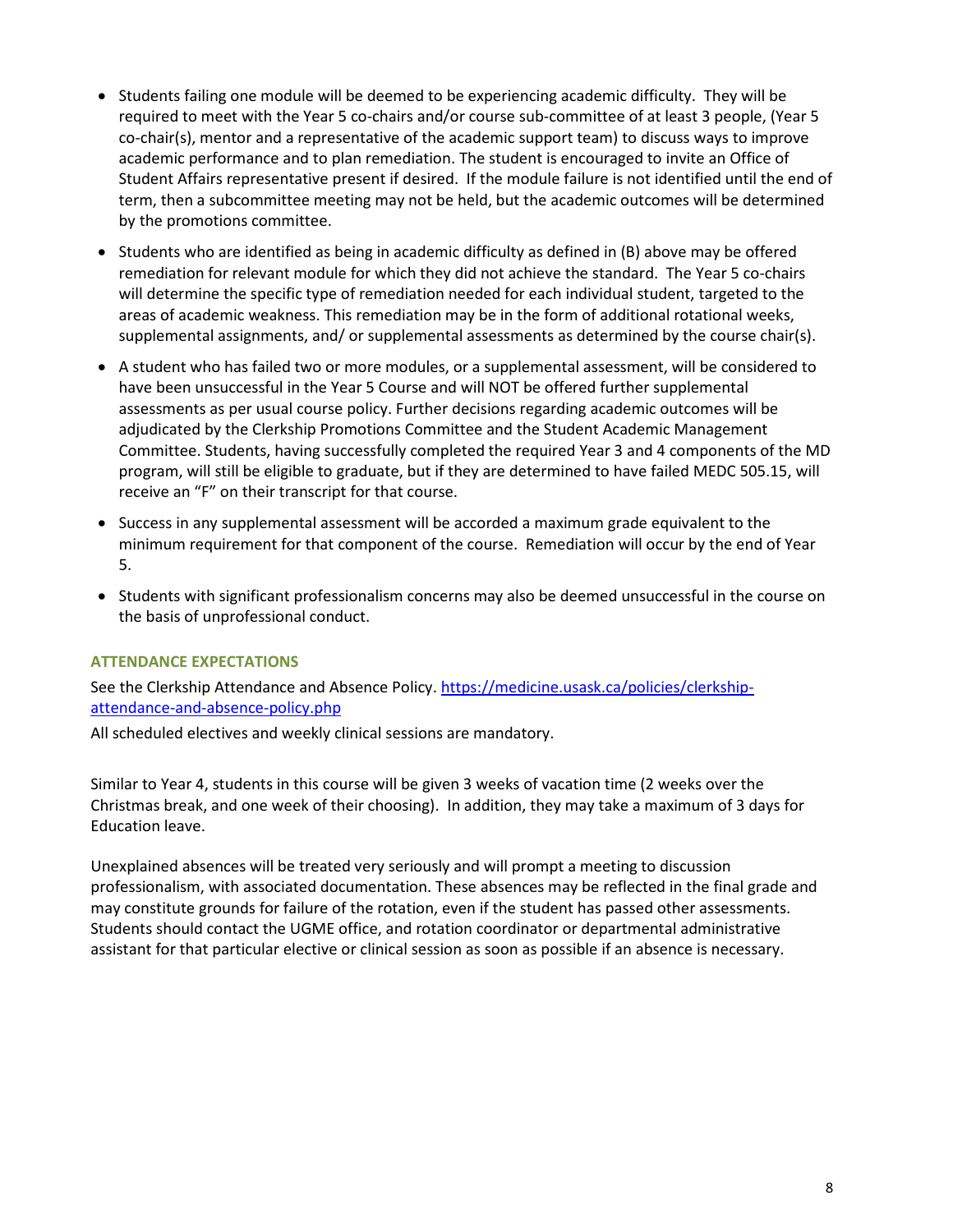- Students failing one module will be deemed to be experiencing academic difficulty. They will be required to meet with the Year 5 co-chairs and/or course sub-committee of at least 3 people, (Year 5 co-chair(s), mentor and a representative of the academic support team) to discuss ways to improve academic performance and to plan remediation. The student is encouraged to invite an Office of Student Affairs representative present if desired. If the module failure is not identified until the end of term, then a subcommittee meeting may not be held, but the academic outcomes will be determined by the promotions committee.
- Students who are identified as being in academic difficulty as defined in (B) above may be offered remediation for relevant module for which they did not achieve the standard. The Year 5 co-chairs will determine the specific type of remediation needed for each individual student, targeted to the areas of academic weakness. This remediation may be in the form of additional rotational weeks, supplemental assignments, and/ or supplemental assessments as determined by the course chair(s).
- A student who has failed two or more modules, or a supplemental assessment, will be considered to have been unsuccessful in the Year 5 Course and will NOT be offered further supplemental assessments as per usual course policy. Further decisions regarding academic outcomes will be adjudicated by the Clerkship Promotions Committee and the Student Academic Management Committee. Students, having successfully completed the required Year 3 and 4 components of the MD program, will still be eligible to graduate, but if they are determined to have failed MEDC 505.15, will receive an "F" on their transcript for that course.
- Success in any supplemental assessment will be accorded a maximum grade equivalent to the minimum requirement for that component of the course. Remediation will occur by the end of Year 5.
- Students with significant professionalism concerns may also be deemed unsuccessful in the course on the basis of unprofessional conduct.

### ATTENDANCE EXPECTATIONS

See the Clerkship Attendance and Absence Policy. https://medicine.usask.ca/policies/clerkship-attendance-and-absence-policy.php

All scheduled electives and weekly clinical sessions are mandatory.

Similar to Year 4, students in this course will be given 3 weeks of vacation time (2 weeks over the Christmas break, and one week of their choosing). In addition, they may take a maximum of 3 days for Education leave.

Unexplained absences will be treated very seriously and will prompt a meeting to discussion professionalism, with associated documentation. These absences may be reflected in the final grade and may constitute grounds for failure of the rotation, even if the student has passed other assessments. Students should contact the UGME office, and rotation coordinator or departmental administrative assistant for that particular elective or clinical session as soon as possible if an absence is necessary.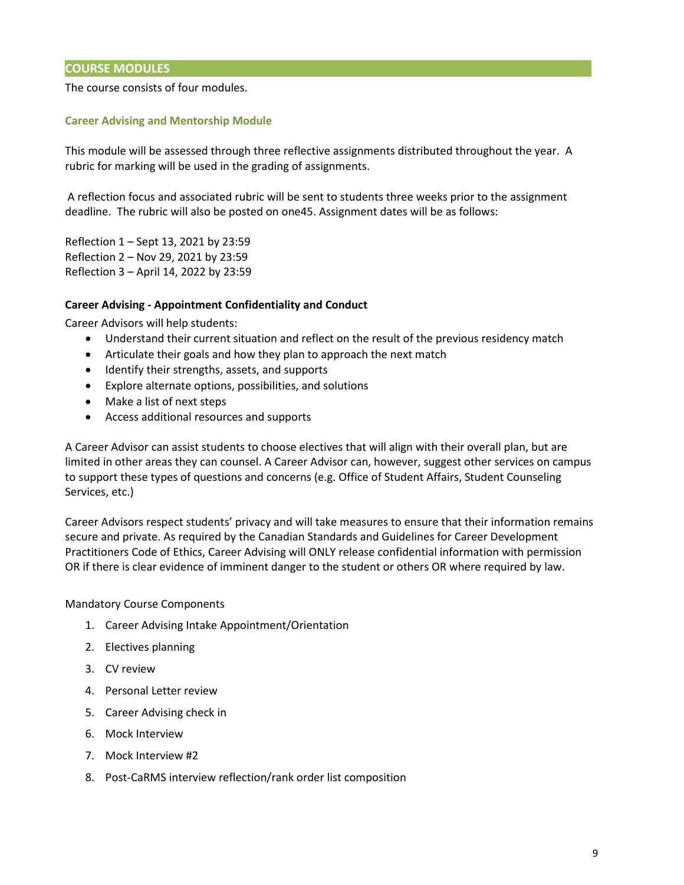## COURSE MODULES

The course consists of four modules.

### Career Advising and Mentorship Module

This module will be assessed through three reflective assignments distributed throughout the year. A rubric for marking will be used in the grading of assignments.

A reflection focus and associated rubric will be sent to students three weeks prior to the assignment deadline. The rubric will also be posted on one45. Assignment dates will be as follows:

Reflection 1 – Sept 13, 2021 by 23:59
Reflection 2 – Nov 29, 2021 by 23:59
Reflection 3 – April 14, 2022 by 23:59

**Career Advising - Appointment Confidentiality and Conduct**

Career Advisors will help students:

- Understand their current situation and reflect on the result of the previous residency match
- Articulate their goals and how they plan to approach the next match
- Identify their strengths, assets, and supports
- Explore alternate options, possibilities, and solutions
- Make a list of next steps
- Access additional resources and supports

A Career Advisor can assist students to choose electives that will align with their overall plan, but are limited in other areas they can counsel. A Career Advisor can, however, suggest other services on campus to support these types of questions and concerns (e.g. Office of Student Affairs, Student Counseling Services, etc.)

Career Advisors respect students' privacy and will take measures to ensure that their information remains secure and private. As required by the Canadian Standards and Guidelines for Career Development Practitioners Code of Ethics, Career Advising will ONLY release confidential information with permission OR if there is clear evidence of imminent danger to the student or others OR where required by law.

Mandatory Course Components

1. Career Advising Intake Appointment/Orientation
2. Electives planning
3. CV review
4. Personal Letter review
5. Career Advising check in
6. Mock Interview
7. Mock Interview #2
8. Post-CaRMS interview reflection/rank order list composition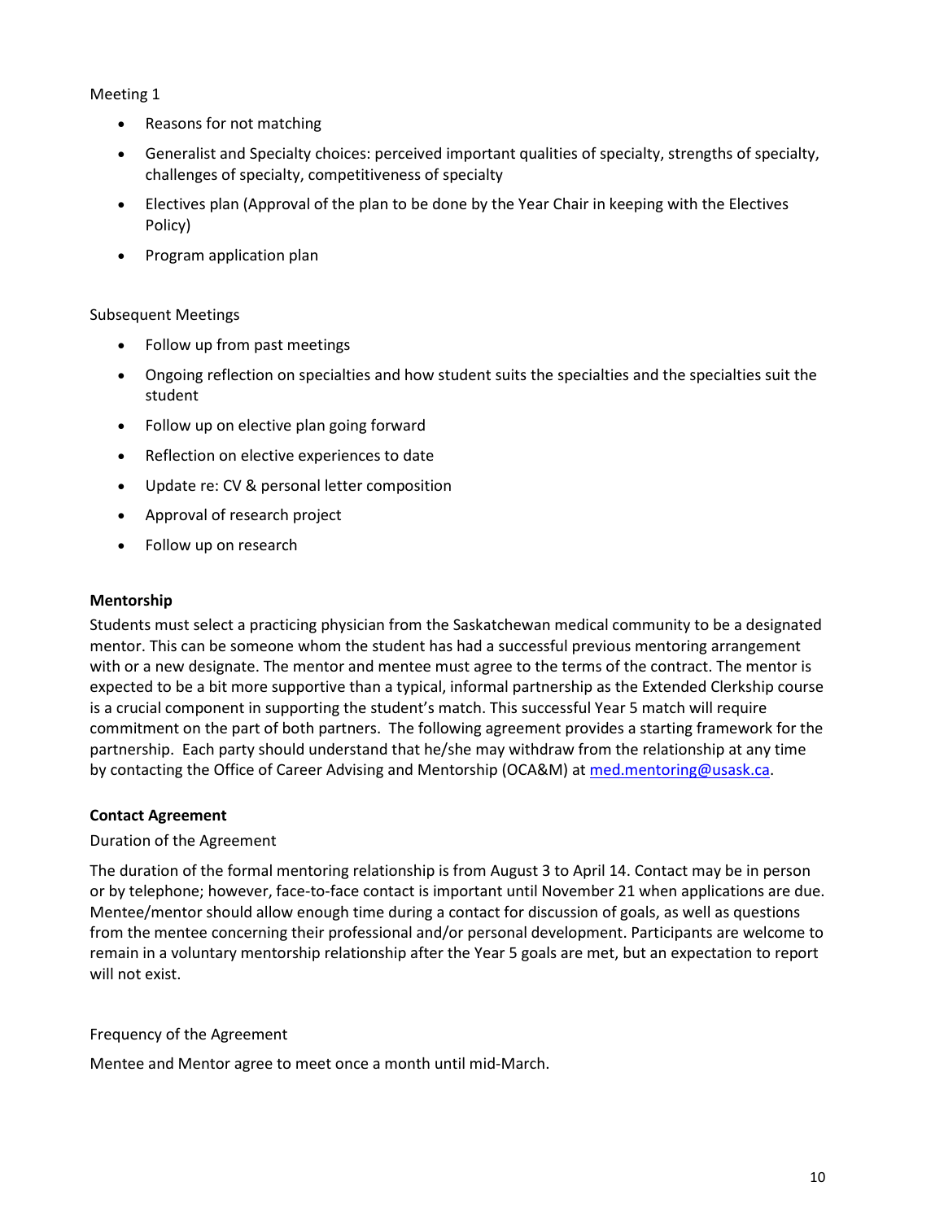Meeting 1

- Reasons for not matching
- Generalist and Specialty choices: perceived important qualities of specialty, strengths of specialty, challenges of specialty, competitiveness of specialty
- Electives plan (Approval of the plan to be done by the Year Chair in keeping with the Electives Policy)
- Program application plan

Subsequent Meetings

- Follow up from past meetings
- Ongoing reflection on specialties and how student suits the specialties and the specialties suit the student
- Follow up on elective plan going forward
- Reflection on elective experiences to date
- Update re: CV & personal letter composition
- Approval of research project
- Follow up on research

**Mentorship**

Students must select a practicing physician from the Saskatchewan medical community to be a designated mentor. This can be someone whom the student has had a successful previous mentoring arrangement with or a new designate. The mentor and mentee must agree to the terms of the contract. The mentor is expected to be a bit more supportive than a typical, informal partnership as the Extended Clerkship course is a crucial component in supporting the student's match. This successful Year 5 match will require commitment on the part of both partners. The following agreement provides a starting framework for the partnership. Each party should understand that he/she may withdraw from the relationship at any time by contacting the Office of Career Advising and Mentorship (OCA&M) at med.mentoring@usask.ca.

**Contact Agreement**

Duration of the Agreement

The duration of the formal mentoring relationship is from August 3 to April 14. Contact may be in person or by telephone; however, face-to-face contact is important until November 21 when applications are due. Mentee/mentor should allow enough time during a contact for discussion of goals, as well as questions from the mentee concerning their professional and/or personal development. Participants are welcome to remain in a voluntary mentorship relationship after the Year 5 goals are met, but an expectation to report will not exist.

Frequency of the Agreement

Mentee and Mentor agree to meet once a month until mid-March.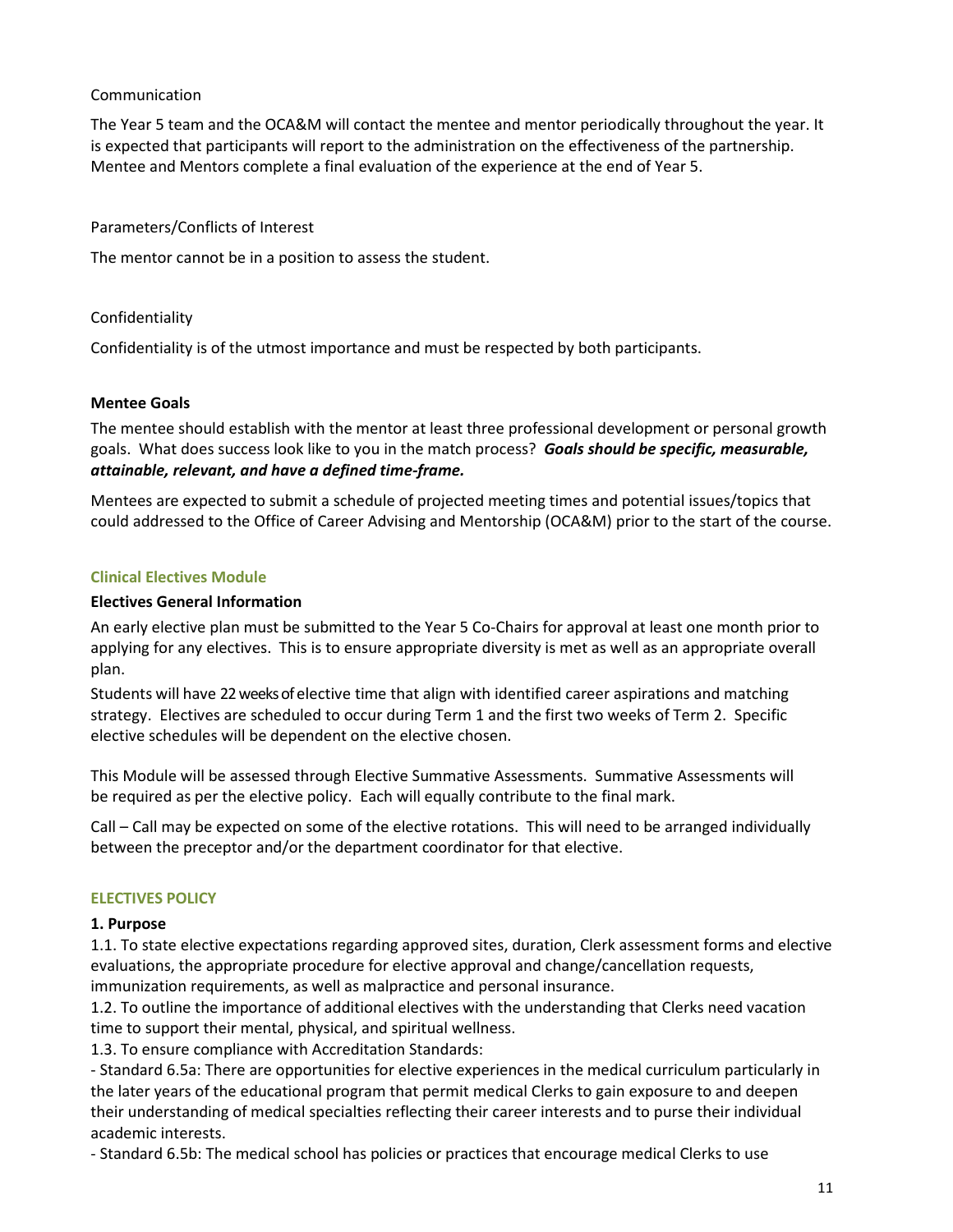Communication

The Year 5 team and the OCA&M will contact the mentee and mentor periodically throughout the year. It is expected that participants will report to the administration on the effectiveness of the partnership. Mentee and Mentors complete a final evaluation of the experience at the end of Year 5.

Parameters/Conflicts of Interest

The mentor cannot be in a position to assess the student.

Confidentiality

Confidentiality is of the utmost importance and must be respected by both participants.

**Mentee Goals**

The mentee should establish with the mentor at least three professional development or personal growth goals. What does success look like to you in the match process? ***Goals should be specific, measurable, attainable, relevant, and have a defined time-frame.***

Mentees are expected to submit a schedule of projected meeting times and potential issues/topics that could addressed to the Office of Career Advising and Mentorship (OCA&M) prior to the start of the course.

### Clinical Electives Module

**Electives General Information**

An early elective plan must be submitted to the Year 5 Co-Chairs for approval at least one month prior to applying for any electives. This is to ensure appropriate diversity is met as well as an appropriate overall plan.

Students will have 22 weeks of elective time that align with identified career aspirations and matching strategy. Electives are scheduled to occur during Term 1 and the first two weeks of Term 2. Specific elective schedules will be dependent on the elective chosen.

This Module will be assessed through Elective Summative Assessments. Summative Assessments will be required as per the elective policy. Each will equally contribute to the final mark.

Call – Call may be expected on some of the elective rotations. This will need to be arranged individually between the preceptor and/or the department coordinator for that elective.

### ELECTIVES POLICY

**1. Purpose**

1.1. To state elective expectations regarding approved sites, duration, Clerk assessment forms and elective evaluations, the appropriate procedure for elective approval and change/cancellation requests, immunization requirements, as well as malpractice and personal insurance.

1.2. To outline the importance of additional electives with the understanding that Clerks need vacation time to support their mental, physical, and spiritual wellness.

1.3. To ensure compliance with Accreditation Standards:

- Standard 6.5a: There are opportunities for elective experiences in the medical curriculum particularly in the later years of the educational program that permit medical Clerks to gain exposure to and deepen their understanding of medical specialties reflecting their career interests and to purse their individual academic interests.
- Standard 6.5b: The medical school has policies or practices that encourage medical Clerks to use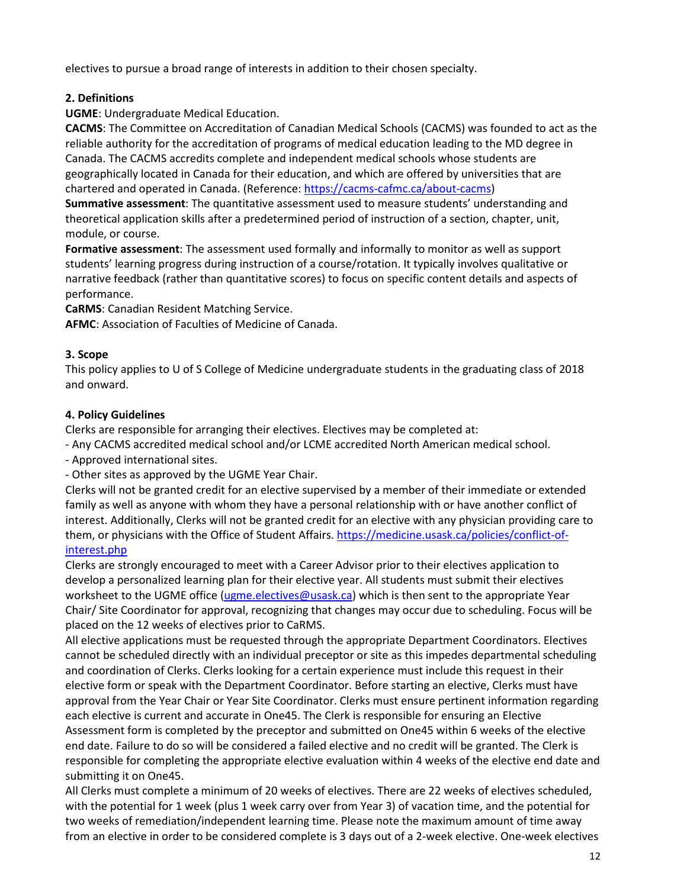electives to pursue a broad range of interests in addition to their chosen specialty.

### 2. Definitions

**UGME**: Undergraduate Medical Education.

**CACMS**: The Committee on Accreditation of Canadian Medical Schools (CACMS) was founded to act as the reliable authority for the accreditation of programs of medical education leading to the MD degree in Canada. The CACMS accredits complete and independent medical schools whose students are geographically located in Canada for their education, and which are offered by universities that are chartered and operated in Canada. (Reference: https://cacms-cafmc.ca/about-cacms)

**Summative assessment**: The quantitative assessment used to measure students' understanding and theoretical application skills after a predetermined period of instruction of a section, chapter, unit, module, or course.

**Formative assessment**: The assessment used formally and informally to monitor as well as support students' learning progress during instruction of a course/rotation. It typically involves qualitative or narrative feedback (rather than quantitative scores) to focus on specific content details and aspects of performance.

**CaRMS**: Canadian Resident Matching Service.

**AFMC**: Association of Faculties of Medicine of Canada.

### 3. Scope

This policy applies to U of S College of Medicine undergraduate students in the graduating class of 2018 and onward.

### 4. Policy Guidelines

Clerks are responsible for arranging their electives. Electives may be completed at:

- Any CACMS accredited medical school and/or LCME accredited North American medical school.
- Approved international sites.
- Other sites as approved by the UGME Year Chair.

Clerks will not be granted credit for an elective supervised by a member of their immediate or extended family as well as anyone with whom they have a personal relationship with or have another conflict of interest. Additionally, Clerks will not be granted credit for an elective with any physician providing care to them, or physicians with the Office of Student Affairs. https://medicine.usask.ca/policies/conflict-of-interest.php

Clerks are strongly encouraged to meet with a Career Advisor prior to their electives application to develop a personalized learning plan for their elective year. All students must submit their electives worksheet to the UGME office (ugme.electives@usask.ca) which is then sent to the appropriate Year Chair/ Site Coordinator for approval, recognizing that changes may occur due to scheduling. Focus will be placed on the 12 weeks of electives prior to CaRMS.

All elective applications must be requested through the appropriate Department Coordinators. Electives cannot be scheduled directly with an individual preceptor or site as this impedes departmental scheduling and coordination of Clerks. Clerks looking for a certain experience must include this request in their elective form or speak with the Department Coordinator. Before starting an elective, Clerks must have approval from the Year Chair or Year Site Coordinator. Clerks must ensure pertinent information regarding each elective is current and accurate in One45. The Clerk is responsible for ensuring an Elective Assessment form is completed by the preceptor and submitted on One45 within 6 weeks of the elective end date. Failure to do so will be considered a failed elective and no credit will be granted. The Clerk is responsible for completing the appropriate elective evaluation within 4 weeks of the elective end date and submitting it on One45.

All Clerks must complete a minimum of 20 weeks of electives. There are 22 weeks of electives scheduled, with the potential for 1 week (plus 1 week carry over from Year 3) of vacation time, and the potential for two weeks of remediation/independent learning time. Please note the maximum amount of time away from an elective in order to be considered complete is 3 days out of a 2-week elective. One-week electives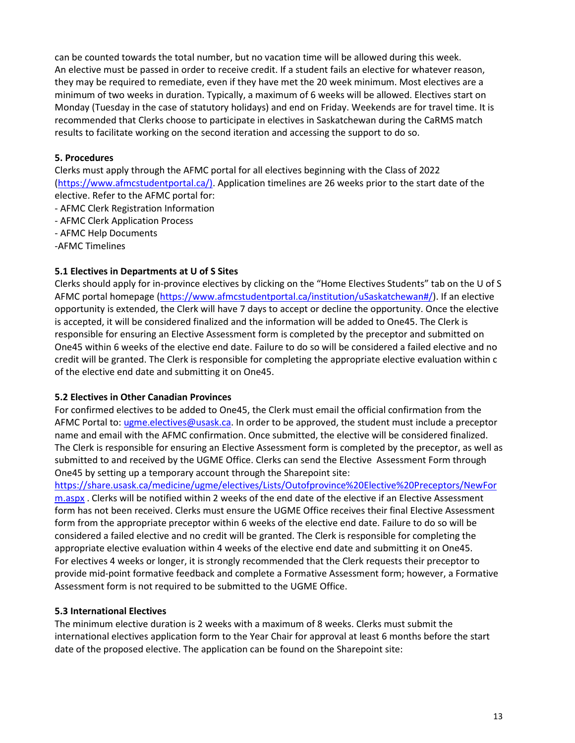can be counted towards the total number, but no vacation time will be allowed during this week. An elective must be passed in order to receive credit. If a student fails an elective for whatever reason, they may be required to remediate, even if they have met the 20 week minimum. Most electives are a minimum of two weeks in duration. Typically, a maximum of 6 weeks will be allowed. Electives start on Monday (Tuesday in the case of statutory holidays) and end on Friday. Weekends are for travel time. It is recommended that Clerks choose to participate in electives in Saskatchewan during the CaRMS match results to facilitate working on the second iteration and accessing the support to do so.

**5. Procedures**

Clerks must apply through the AFMC portal for all electives beginning with the Class of 2022 (https://www.afmcstudentportal.ca/). Application timelines are 26 weeks prior to the start date of the elective. Refer to the AFMC portal for:

- AFMC Clerk Registration Information
- AFMC Clerk Application Process
- AFMC Help Documents
- AFMC Timelines

**5.1 Electives in Departments at U of S Sites**

Clerks should apply for in-province electives by clicking on the "Home Electives Students" tab on the U of S AFMC portal homepage (https://www.afmcstudentportal.ca/institution/uSaskatchewan#/). If an elective opportunity is extended, the Clerk will have 7 days to accept or decline the opportunity. Once the elective is accepted, it will be considered finalized and the information will be added to One45. The Clerk is responsible for ensuring an Elective Assessment form is completed by the preceptor and submitted on One45 within 6 weeks of the elective end date. Failure to do so will be considered a failed elective and no credit will be granted. The Clerk is responsible for completing the appropriate elective evaluation within c of the elective end date and submitting it on One45.

**5.2 Electives in Other Canadian Provinces**

For confirmed electives to be added to One45, the Clerk must email the official confirmation from the AFMC Portal to: ugme.electives@usask.ca. In order to be approved, the student must include a preceptor name and email with the AFMC confirmation. Once submitted, the elective will be considered finalized. The Clerk is responsible for ensuring an Elective Assessment form is completed by the preceptor, as well as submitted to and received by the UGME Office. Clerks can send the Elective Assessment Form through One45 by setting up a temporary account through the Sharepoint site: https://share.usask.ca/medicine/ugme/electives/Lists/Outofprovince%20Elective%20Preceptors/NewForm.aspx . Clerks will be notified within 2 weeks of the end date of the elective if an Elective Assessment form has not been received. Clerks must ensure the UGME Office receives their final Elective Assessment form from the appropriate preceptor within 6 weeks of the elective end date. Failure to do so will be considered a failed elective and no credit will be granted. The Clerk is responsible for completing the appropriate elective evaluation within 4 weeks of the elective end date and submitting it on One45. For electives 4 weeks or longer, it is strongly recommended that the Clerk requests their preceptor to provide mid-point formative feedback and complete a Formative Assessment form; however, a Formative Assessment form is not required to be submitted to the UGME Office.

**5.3 International Electives**

The minimum elective duration is 2 weeks with a maximum of 8 weeks. Clerks must submit the international electives application form to the Year Chair for approval at least 6 months before the start date of the proposed elective. The application can be found on the Sharepoint site: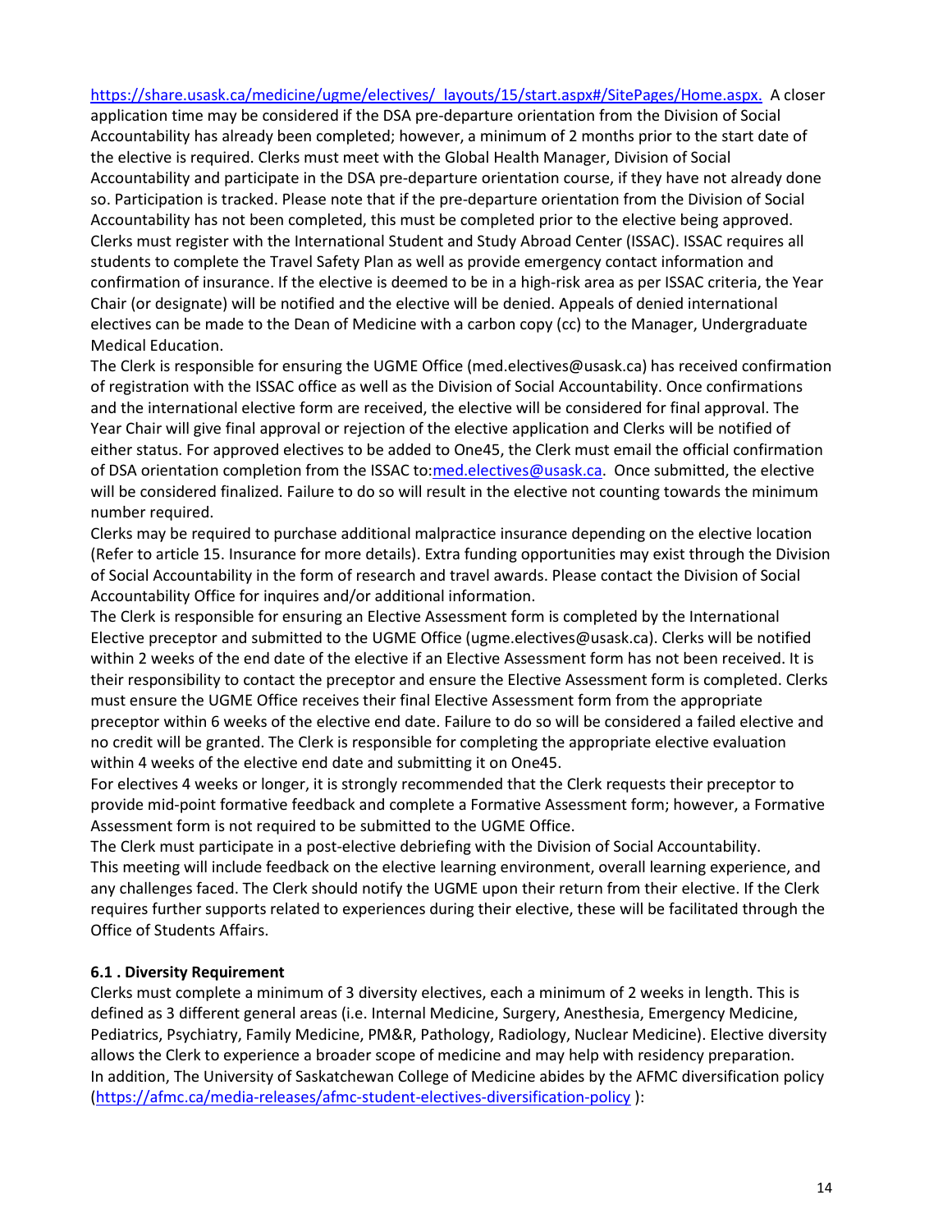https://share.usask.ca/medicine/ugme/electives/_layouts/15/start.aspx#/SitePages/Home.aspx. A closer application time may be considered if the DSA pre-departure orientation from the Division of Social Accountability has already been completed; however, a minimum of 2 months prior to the start date of the elective is required. Clerks must meet with the Global Health Manager, Division of Social Accountability and participate in the DSA pre-departure orientation course, if they have not already done so. Participation is tracked. Please note that if the pre-departure orientation from the Division of Social Accountability has not been completed, this must be completed prior to the elective being approved. Clerks must register with the International Student and Study Abroad Center (ISSAC). ISSAC requires all students to complete the Travel Safety Plan as well as provide emergency contact information and confirmation of insurance. If the elective is deemed to be in a high-risk area as per ISSAC criteria, the Year Chair (or designate) will be notified and the elective will be denied. Appeals of denied international electives can be made to the Dean of Medicine with a carbon copy (cc) to the Manager, Undergraduate Medical Education.

The Clerk is responsible for ensuring the UGME Office (med.electives@usask.ca) has received confirmation of registration with the ISSAC office as well as the Division of Social Accountability. Once confirmations and the international elective form are received, the elective will be considered for final approval. The Year Chair will give final approval or rejection of the elective application and Clerks will be notified of either status. For approved electives to be added to One45, the Clerk must email the official confirmation of DSA orientation completion from the ISSAC to: med.electives@usask.ca. Once submitted, the elective will be considered finalized. Failure to do so will result in the elective not counting towards the minimum number required.

Clerks may be required to purchase additional malpractice insurance depending on the elective location (Refer to article 15. Insurance for more details). Extra funding opportunities may exist through the Division of Social Accountability in the form of research and travel awards. Please contact the Division of Social Accountability Office for inquires and/or additional information.

The Clerk is responsible for ensuring an Elective Assessment form is completed by the International Elective preceptor and submitted to the UGME Office (ugme.electives@usask.ca). Clerks will be notified within 2 weeks of the end date of the elective if an Elective Assessment form has not been received. It is their responsibility to contact the preceptor and ensure the Elective Assessment form is completed. Clerks must ensure the UGME Office receives their final Elective Assessment form from the appropriate preceptor within 6 weeks of the elective end date. Failure to do so will be considered a failed elective and no credit will be granted. The Clerk is responsible for completing the appropriate elective evaluation within 4 weeks of the elective end date and submitting it on One45.

For electives 4 weeks or longer, it is strongly recommended that the Clerk requests their preceptor to provide mid-point formative feedback and complete a Formative Assessment form; however, a Formative Assessment form is not required to be submitted to the UGME Office.

The Clerk must participate in a post-elective debriefing with the Division of Social Accountability. This meeting will include feedback on the elective learning environment, overall learning experience, and any challenges faced. The Clerk should notify the UGME upon their return from their elective. If the Clerk requires further supports related to experiences during their elective, these will be facilitated through the Office of Students Affairs.

### 6.1 . Diversity Requirement

Clerks must complete a minimum of 3 diversity electives, each a minimum of 2 weeks in length. This is defined as 3 different general areas (i.e. Internal Medicine, Surgery, Anesthesia, Emergency Medicine, Pediatrics, Psychiatry, Family Medicine, PM&R, Pathology, Radiology, Nuclear Medicine). Elective diversity allows the Clerk to experience a broader scope of medicine and may help with residency preparation.

In addition, The University of Saskatchewan College of Medicine abides by the AFMC diversification policy (https://afmc.ca/media-releases/afmc-student-electives-diversification-policy ):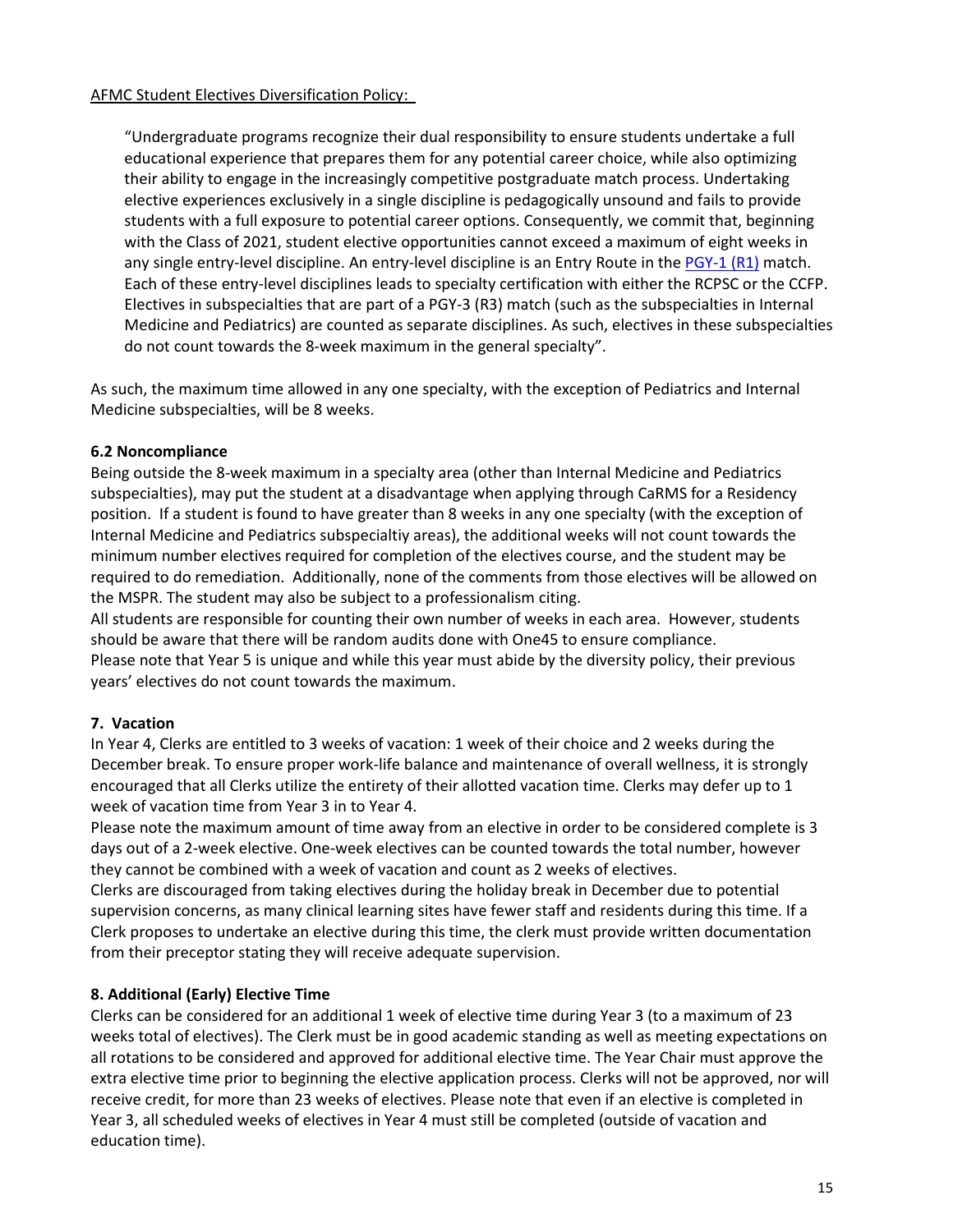AFMC Student Electives Diversification Policy:

> "Undergraduate programs recognize their dual responsibility to ensure students undertake a full educational experience that prepares them for any potential career choice, while also optimizing their ability to engage in the increasingly competitive postgraduate match process. Undertaking elective experiences exclusively in a single discipline is pedagogically unsound and fails to provide students with a full exposure to potential career options. Consequently, we commit that, beginning with the Class of 2021, student elective opportunities cannot exceed a maximum of eight weeks in any single entry-level discipline. An entry-level discipline is an Entry Route in the PGY-1 (R1) match. Each of these entry-level disciplines leads to specialty certification with either the RCPSC or the CCFP. Electives in subspecialties that are part of a PGY-3 (R3) match (such as the subspecialties in Internal Medicine and Pediatrics) are counted as separate disciplines. As such, electives in these subspecialties do not count towards the 8-week maximum in the general specialty".

As such, the maximum time allowed in any one specialty, with the exception of Pediatrics and Internal Medicine subspecialties, will be 8 weeks.

### 6.2 Noncompliance

Being outside the 8-week maximum in a specialty area (other than Internal Medicine and Pediatrics subspecialties), may put the student at a disadvantage when applying through CaRMS for a Residency position. If a student is found to have greater than 8 weeks in any one specialty (with the exception of Internal Medicine and Pediatrics subspecialtiy areas), the additional weeks will not count towards the minimum number electives required for completion of the electives course, and the student may be required to do remediation. Additionally, none of the comments from those electives will be allowed on the MSPR. The student may also be subject to a professionalism citing.

All students are responsible for counting their own number of weeks in each area. However, students should be aware that there will be random audits done with One45 to ensure compliance.

Please note that Year 5 is unique and while this year must abide by the diversity policy, their previous years' electives do not count towards the maximum.

## 7. Vacation

In Year 4, Clerks are entitled to 3 weeks of vacation: 1 week of their choice and 2 weeks during the December break. To ensure proper work-life balance and maintenance of overall wellness, it is strongly encouraged that all Clerks utilize the entirety of their allotted vacation time. Clerks may defer up to 1 week of vacation time from Year 3 in to Year 4.

Please note the maximum amount of time away from an elective in order to be considered complete is 3 days out of a 2-week elective. One-week electives can be counted towards the total number, however they cannot be combined with a week of vacation and count as 2 weeks of electives.

Clerks are discouraged from taking electives during the holiday break in December due to potential supervision concerns, as many clinical learning sites have fewer staff and residents during this time. If a Clerk proposes to undertake an elective during this time, the clerk must provide written documentation from their preceptor stating they will receive adequate supervision.

## 8. Additional (Early) Elective Time

Clerks can be considered for an additional 1 week of elective time during Year 3 (to a maximum of 23 weeks total of electives). The Clerk must be in good academic standing as well as meeting expectations on all rotations to be considered and approved for additional elective time. The Year Chair must approve the extra elective time prior to beginning the elective application process. Clerks will not be approved, nor will receive credit, for more than 23 weeks of electives. Please note that even if an elective is completed in Year 3, all scheduled weeks of electives in Year 4 must still be completed (outside of vacation and education time).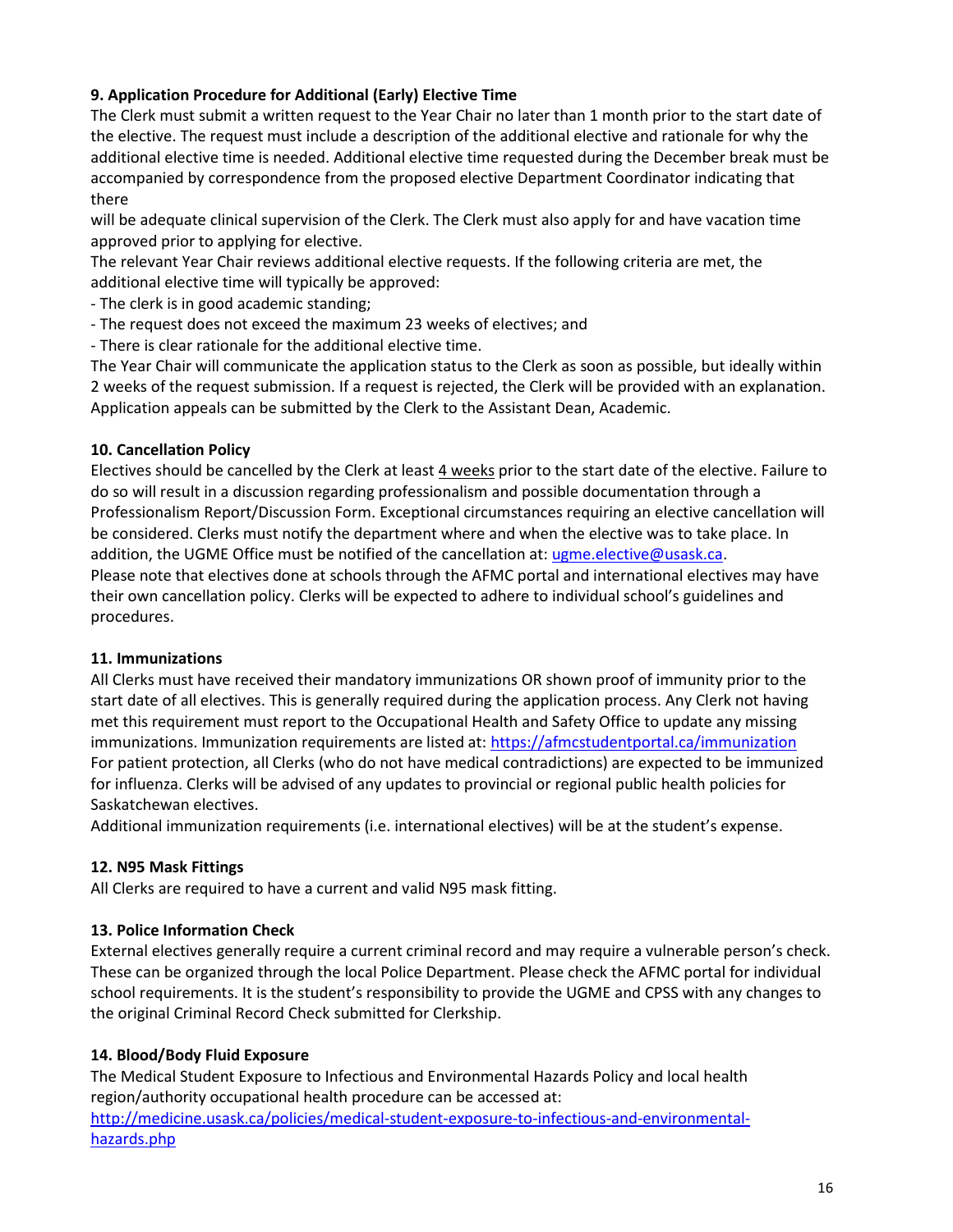**9. Application Procedure for Additional (Early) Elective Time**

The Clerk must submit a written request to the Year Chair no later than 1 month prior to the start date of the elective. The request must include a description of the additional elective and rationale for why the additional elective time is needed. Additional elective time requested during the December break must be accompanied by correspondence from the proposed elective Department Coordinator indicating that there

will be adequate clinical supervision of the Clerk. The Clerk must also apply for and have vacation time approved prior to applying for elective.

The relevant Year Chair reviews additional elective requests. If the following criteria are met, the additional elective time will typically be approved:

- The clerk is in good academic standing;
- The request does not exceed the maximum 23 weeks of electives; and
- There is clear rationale for the additional elective time.

The Year Chair will communicate the application status to the Clerk as soon as possible, but ideally within 2 weeks of the request submission. If a request is rejected, the Clerk will be provided with an explanation. Application appeals can be submitted by the Clerk to the Assistant Dean, Academic.

**10. Cancellation Policy**

Electives should be cancelled by the Clerk at least 4 weeks prior to the start date of the elective. Failure to do so will result in a discussion regarding professionalism and possible documentation through a Professionalism Report/Discussion Form. Exceptional circumstances requiring an elective cancellation will be considered. Clerks must notify the department where and when the elective was to take place. In addition, the UGME Office must be notified of the cancellation at: ugme.elective@usask.ca.

Please note that electives done at schools through the AFMC portal and international electives may have their own cancellation policy. Clerks will be expected to adhere to individual school's guidelines and procedures.

**11. Immunizations**

All Clerks must have received their mandatory immunizations OR shown proof of immunity prior to the start date of all electives. This is generally required during the application process. Any Clerk not having met this requirement must report to the Occupational Health and Safety Office to update any missing immunizations. Immunization requirements are listed at: https://afmcstudentportal.ca/immunization

For patient protection, all Clerks (who do not have medical contradictions) are expected to be immunized for influenza. Clerks will be advised of any updates to provincial or regional public health policies for Saskatchewan electives.

Additional immunization requirements (i.e. international electives) will be at the student's expense.

**12. N95 Mask Fittings**

All Clerks are required to have a current and valid N95 mask fitting.

**13. Police Information Check**

External electives generally require a current criminal record and may require a vulnerable person's check. These can be organized through the local Police Department. Please check the AFMC portal for individual school requirements. It is the student's responsibility to provide the UGME and CPSS with any changes to the original Criminal Record Check submitted for Clerkship.

**14. Blood/Body Fluid Exposure**

The Medical Student Exposure to Infectious and Environmental Hazards Policy and local health region/authority occupational health procedure can be accessed at:

http://medicine.usask.ca/policies/medical-student-exposure-to-infectious-and-environmental-hazards.php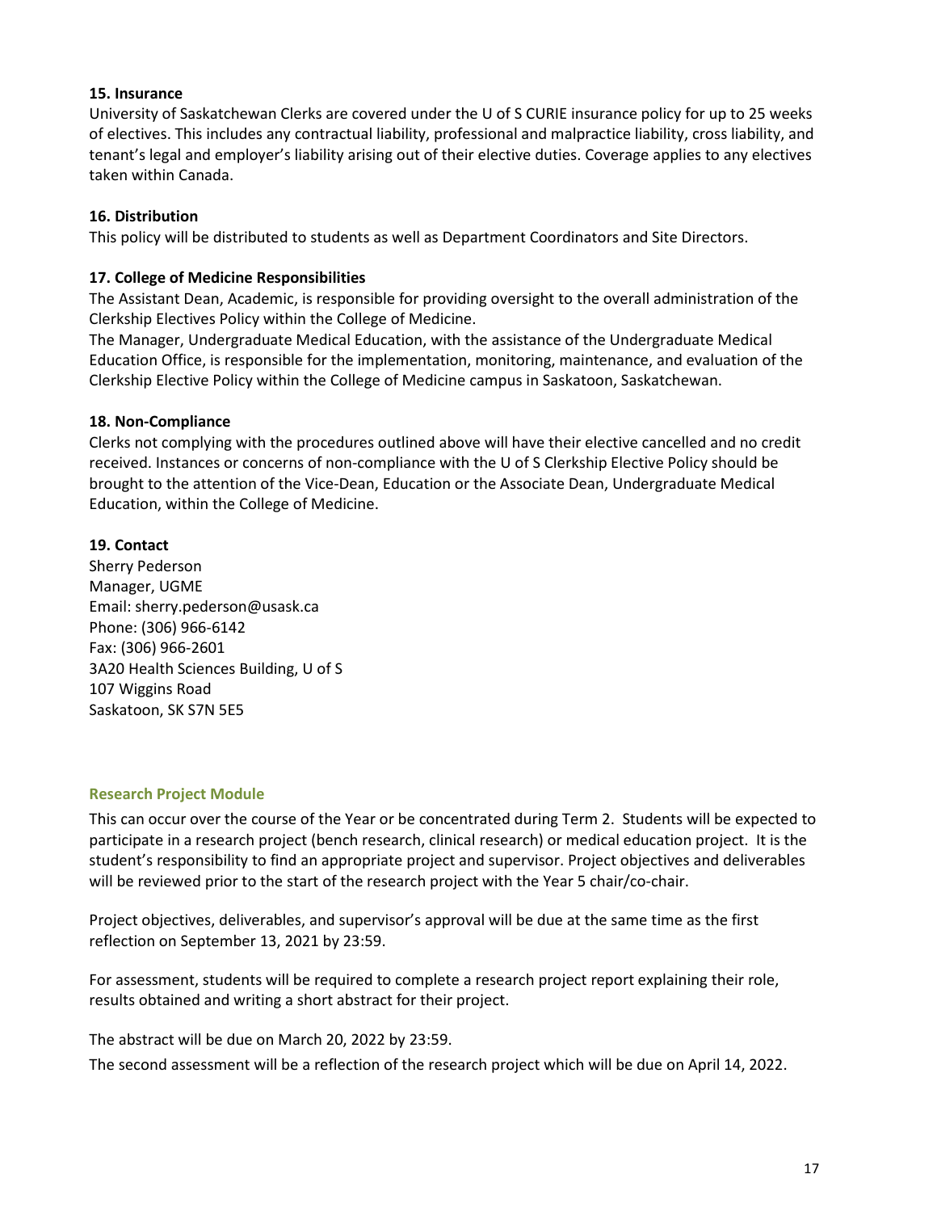**15. Insurance**

University of Saskatchewan Clerks are covered under the U of S CURIE insurance policy for up to 25 weeks of electives. This includes any contractual liability, professional and malpractice liability, cross liability, and tenant's legal and employer's liability arising out of their elective duties. Coverage applies to any electives taken within Canada.

**16. Distribution**

This policy will be distributed to students as well as Department Coordinators and Site Directors.

**17. College of Medicine Responsibilities**

The Assistant Dean, Academic, is responsible for providing oversight to the overall administration of the Clerkship Electives Policy within the College of Medicine.

The Manager, Undergraduate Medical Education, with the assistance of the Undergraduate Medical Education Office, is responsible for the implementation, monitoring, maintenance, and evaluation of the Clerkship Elective Policy within the College of Medicine campus in Saskatoon, Saskatchewan.

**18. Non-Compliance**

Clerks not complying with the procedures outlined above will have their elective cancelled and no credit received. Instances or concerns of non-compliance with the U of S Clerkship Elective Policy should be brought to the attention of the Vice-Dean, Education or the Associate Dean, Undergraduate Medical Education, within the College of Medicine.

**19. Contact**

Sherry Pederson
Manager, UGME
Email: sherry.pederson@usask.ca
Phone: (306) 966-6142
Fax: (306) 966-2601
3A20 Health Sciences Building, U of S
107 Wiggins Road
Saskatoon, SK S7N 5E5

### Research Project Module

This can occur over the course of the Year or be concentrated during Term 2. Students will be expected to participate in a research project (bench research, clinical research) or medical education project. It is the student's responsibility to find an appropriate project and supervisor. Project objectives and deliverables will be reviewed prior to the start of the research project with the Year 5 chair/co-chair.

Project objectives, deliverables, and supervisor's approval will be due at the same time as the first reflection on September 13, 2021 by 23:59.

For assessment, students will be required to complete a research project report explaining their role, results obtained and writing a short abstract for their project.

The abstract will be due on March 20, 2022 by 23:59.

The second assessment will be a reflection of the research project which will be due on April 14, 2022.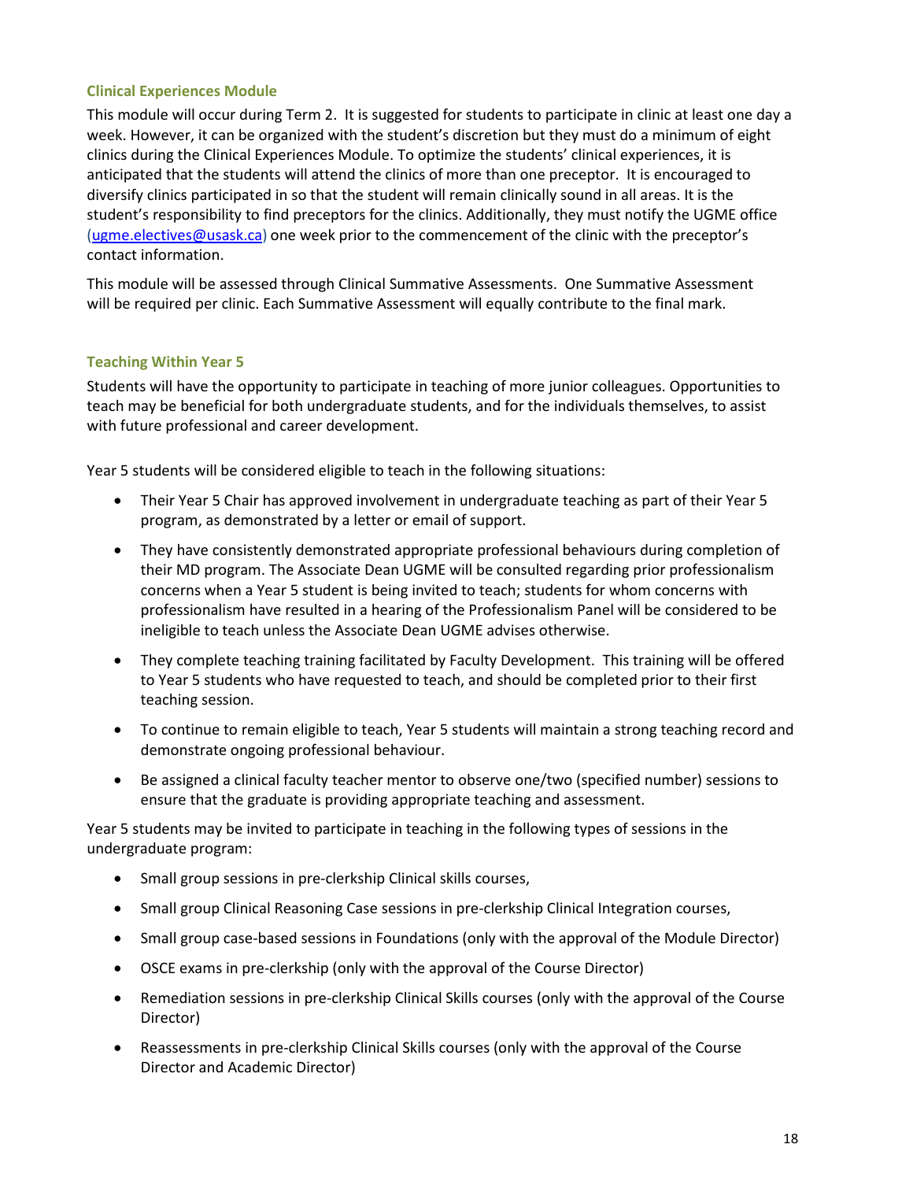### Clinical Experiences Module

This module will occur during Term 2. It is suggested for students to participate in clinic at least one day a week. However, it can be organized with the student's discretion but they must do a minimum of eight clinics during the Clinical Experiences Module. To optimize the students' clinical experiences, it is anticipated that the students will attend the clinics of more than one preceptor. It is encouraged to diversify clinics participated in so that the student will remain clinically sound in all areas. It is the student's responsibility to find preceptors for the clinics. Additionally, they must notify the UGME office (ugme.electives@usask.ca) one week prior to the commencement of the clinic with the preceptor's contact information.

This module will be assessed through Clinical Summative Assessments. One Summative Assessment will be required per clinic. Each Summative Assessment will equally contribute to the final mark.

### Teaching Within Year 5

Students will have the opportunity to participate in teaching of more junior colleagues. Opportunities to teach may be beneficial for both undergraduate students, and for the individuals themselves, to assist with future professional and career development.

Year 5 students will be considered eligible to teach in the following situations:

- Their Year 5 Chair has approved involvement in undergraduate teaching as part of their Year 5 program, as demonstrated by a letter or email of support.
- They have consistently demonstrated appropriate professional behaviours during completion of their MD program. The Associate Dean UGME will be consulted regarding prior professionalism concerns when a Year 5 student is being invited to teach; students for whom concerns with professionalism have resulted in a hearing of the Professionalism Panel will be considered to be ineligible to teach unless the Associate Dean UGME advises otherwise.
- They complete teaching training facilitated by Faculty Development. This training will be offered to Year 5 students who have requested to teach, and should be completed prior to their first teaching session.
- To continue to remain eligible to teach, Year 5 students will maintain a strong teaching record and demonstrate ongoing professional behaviour.
- Be assigned a clinical faculty teacher mentor to observe one/two (specified number) sessions to ensure that the graduate is providing appropriate teaching and assessment.

Year 5 students may be invited to participate in teaching in the following types of sessions in the undergraduate program:

- Small group sessions in pre-clerkship Clinical skills courses,
- Small group Clinical Reasoning Case sessions in pre-clerkship Clinical Integration courses,
- Small group case-based sessions in Foundations (only with the approval of the Module Director)
- OSCE exams in pre-clerkship (only with the approval of the Course Director)
- Remediation sessions in pre-clerkship Clinical Skills courses (only with the approval of the Course Director)
- Reassessments in pre-clerkship Clinical Skills courses (only with the approval of the Course Director and Academic Director)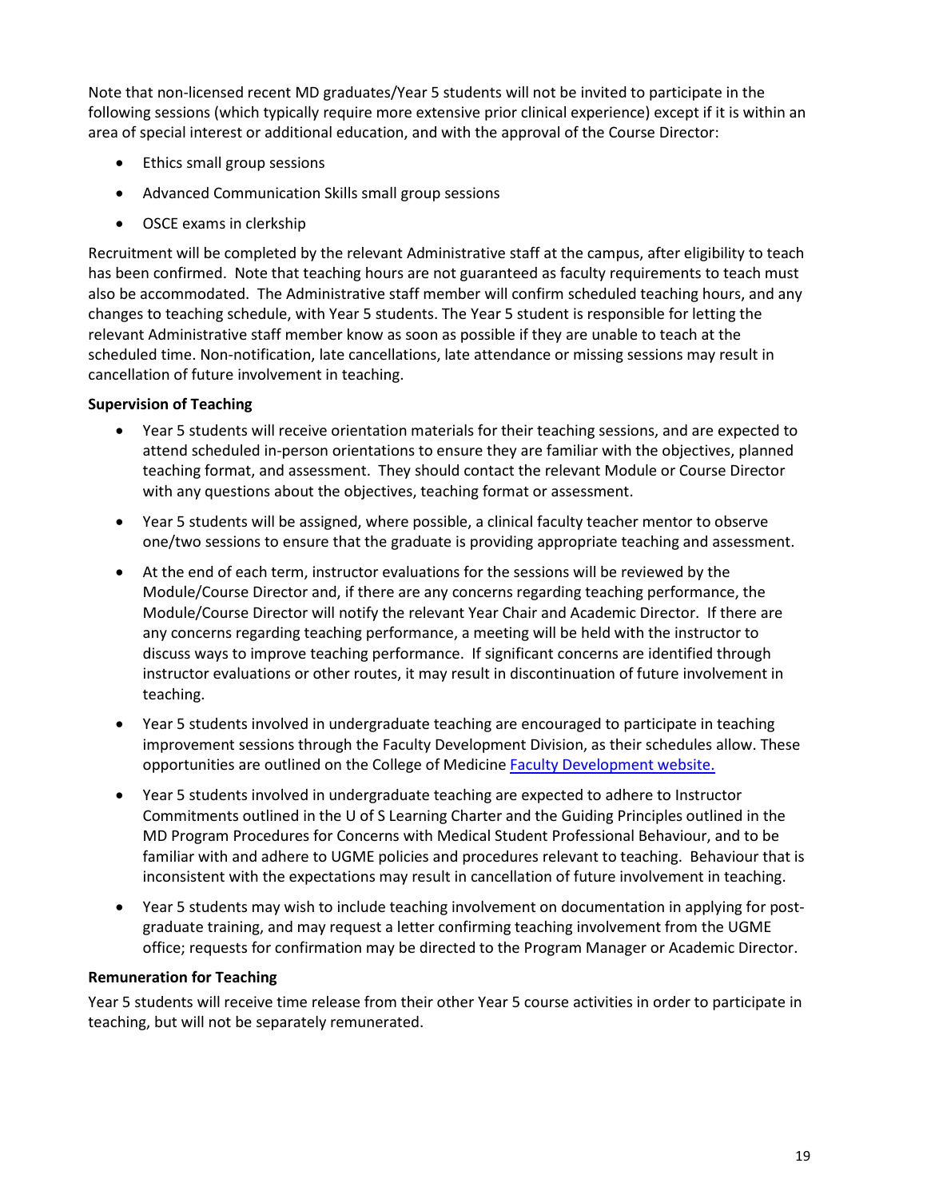Note that non-licensed recent MD graduates/Year 5 students will not be invited to participate in the following sessions (which typically require more extensive prior clinical experience) except if it is within an area of special interest or additional education, and with the approval of the Course Director:

- Ethics small group sessions
- Advanced Communication Skills small group sessions
- OSCE exams in clerkship

Recruitment will be completed by the relevant Administrative staff at the campus, after eligibility to teach has been confirmed. Note that teaching hours are not guaranteed as faculty requirements to teach must also be accommodated. The Administrative staff member will confirm scheduled teaching hours, and any changes to teaching schedule, with Year 5 students. The Year 5 student is responsible for letting the relevant Administrative staff member know as soon as possible if they are unable to teach at the scheduled time. Non-notification, late cancellations, late attendance or missing sessions may result in cancellation of future involvement in teaching.

**Supervision of Teaching**

- Year 5 students will receive orientation materials for their teaching sessions, and are expected to attend scheduled in-person orientations to ensure they are familiar with the objectives, planned teaching format, and assessment. They should contact the relevant Module or Course Director with any questions about the objectives, teaching format or assessment.
- Year 5 students will be assigned, where possible, a clinical faculty teacher mentor to observe one/two sessions to ensure that the graduate is providing appropriate teaching and assessment.
- At the end of each term, instructor evaluations for the sessions will be reviewed by the Module/Course Director and, if there are any concerns regarding teaching performance, the Module/Course Director will notify the relevant Year Chair and Academic Director. If there are any concerns regarding teaching performance, a meeting will be held with the instructor to discuss ways to improve teaching performance. If significant concerns are identified through instructor evaluations or other routes, it may result in discontinuation of future involvement in teaching.
- Year 5 students involved in undergraduate teaching are encouraged to participate in teaching improvement sessions through the Faculty Development Division, as their schedules allow. These opportunities are outlined on the College of Medicine Faculty Development website.
- Year 5 students involved in undergraduate teaching are expected to adhere to Instructor Commitments outlined in the U of S Learning Charter and the Guiding Principles outlined in the MD Program Procedures for Concerns with Medical Student Professional Behaviour, and to be familiar with and adhere to UGME policies and procedures relevant to teaching. Behaviour that is inconsistent with the expectations may result in cancellation of future involvement in teaching.
- Year 5 students may wish to include teaching involvement on documentation in applying for post-graduate training, and may request a letter confirming teaching involvement from the UGME office; requests for confirmation may be directed to the Program Manager or Academic Director.

**Remuneration for Teaching**

Year 5 students will receive time release from their other Year 5 course activities in order to participate in teaching, but will not be separately remunerated.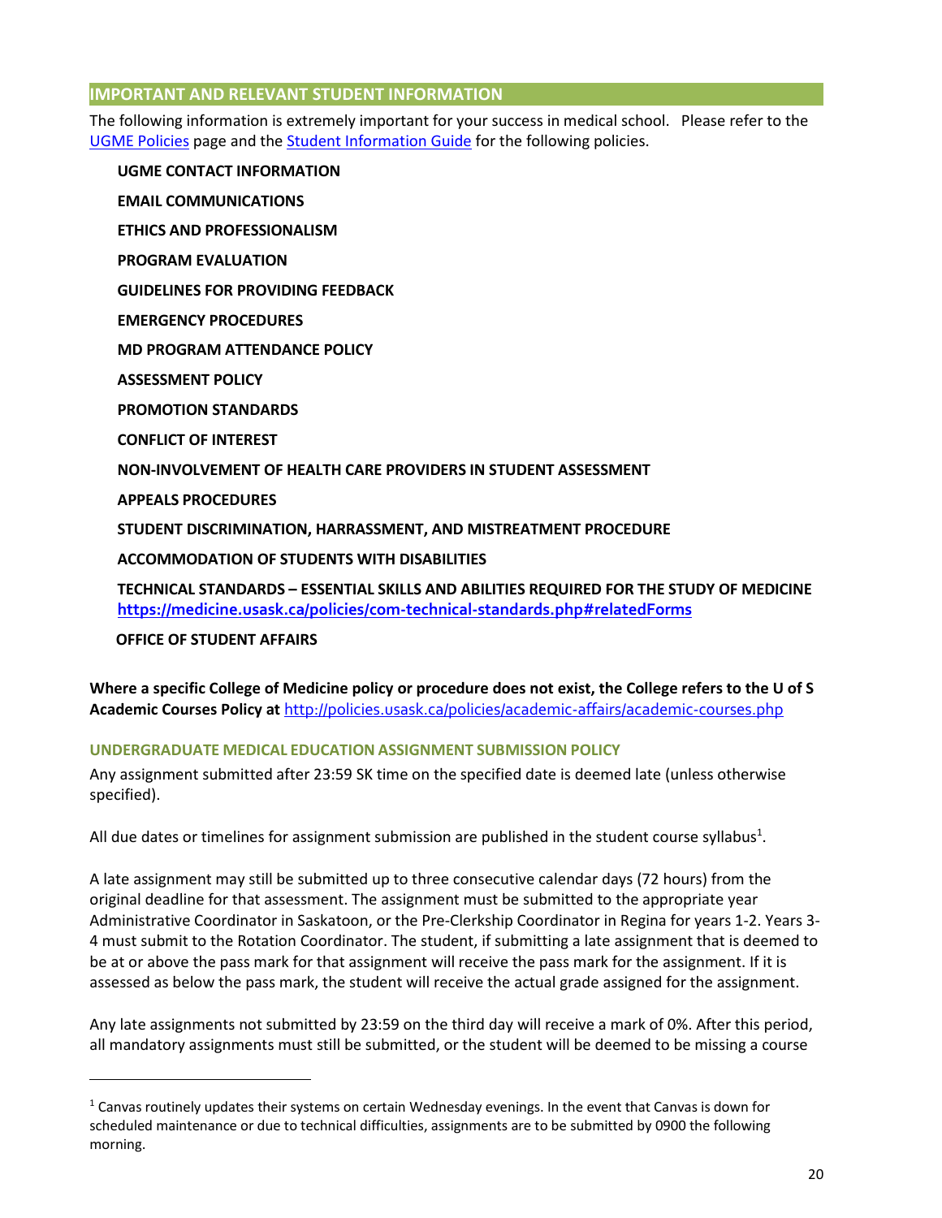## IMPORTANT AND RELEVANT STUDENT INFORMATION

The following information is extremely important for your success in medical school. Please refer to the [UGME Policies](UGME Policies) page and the [Student Information Guide](Student Information Guide) for the following policies.

**UGME CONTACT INFORMATION**

**EMAIL COMMUNICATIONS**

**ETHICS AND PROFESSIONALISM**

**PROGRAM EVALUATION**

**GUIDELINES FOR PROVIDING FEEDBACK**

**EMERGENCY PROCEDURES**

**MD PROGRAM ATTENDANCE POLICY**

**ASSESSMENT POLICY**

**PROMOTION STANDARDS**

**CONFLICT OF INTEREST**

**NON-INVOLVEMENT OF HEALTH CARE PROVIDERS IN STUDENT ASSESSMENT**

**APPEALS PROCEDURES**

**STUDENT DISCRIMINATION, HARRASSMENT, AND MISTREATMENT PROCEDURE**

**ACCOMMODATION OF STUDENTS WITH DISABILITIES**

**TECHNICAL STANDARDS – ESSENTIAL SKILLS AND ABILITIES REQUIRED FOR THE STUDY OF MEDICINE**
**https://medicine.usask.ca/policies/com-technical-standards.php#relatedForms**

**OFFICE OF STUDENT AFFAIRS**

**Where a specific College of Medicine policy or procedure does not exist, the College refers to the U of S Academic Courses Policy at** http://policies.usask.ca/policies/academic-affairs/academic-courses.php

### UNDERGRADUATE MEDICAL EDUCATION ASSIGNMENT SUBMISSION POLICY

Any assignment submitted after 23:59 SK time on the specified date is deemed late (unless otherwise specified).

All due dates or timelines for assignment submission are published in the student course syllabus[1].

A late assignment may still be submitted up to three consecutive calendar days (72 hours) from the original deadline for that assessment. The assignment must be submitted to the appropriate year Administrative Coordinator in Saskatoon, or the Pre-Clerkship Coordinator in Regina for years 1-2. Years 3-4 must submit to the Rotation Coordinator. The student, if submitting a late assignment that is deemed to be at or above the pass mark for that assignment will receive the pass mark for the assignment. If it is assessed as below the pass mark, the student will receive the actual grade assigned for the assignment.

Any late assignments not submitted by 23:59 on the third day will receive a mark of 0%. After this period, all mandatory assignments must still be submitted, or the student will be deemed to be missing a course

---

[1] Canvas routinely updates their systems on certain Wednesday evenings. In the event that Canvas is down for scheduled maintenance or due to technical difficulties, assignments are to be submitted by 0900 the following morning.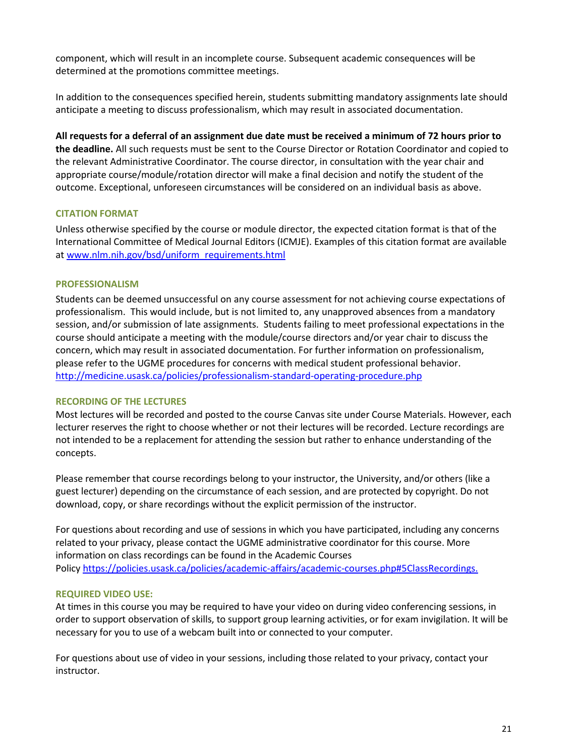component, which will result in an incomplete course. Subsequent academic consequences will be determined at the promotions committee meetings.

In addition to the consequences specified herein, students submitting mandatory assignments late should anticipate a meeting to discuss professionalism, which may result in associated documentation.

**All requests for a deferral of an assignment due date must be received a minimum of 72 hours prior to the deadline.** All such requests must be sent to the Course Director or Rotation Coordinator and copied to the relevant Administrative Coordinator. The course director, in consultation with the year chair and appropriate course/module/rotation director will make a final decision and notify the student of the outcome. Exceptional, unforeseen circumstances will be considered on an individual basis as above.

### CITATION FORMAT

Unless otherwise specified by the course or module director, the expected citation format is that of the International Committee of Medical Journal Editors (ICMJE). Examples of this citation format are available at [www.nlm.nih.gov/bsd/uniform_requirements.html](www.nlm.nih.gov/bsd/uniform_requirements.html)

### PROFESSIONALISM

Students can be deemed unsuccessful on any course assessment for not achieving course expectations of professionalism. This would include, but is not limited to, any unapproved absences from a mandatory session, and/or submission of late assignments. Students failing to meet professional expectations in the course should anticipate a meeting with the module/course directors and/or year chair to discuss the concern, which may result in associated documentation. For further information on professionalism, please refer to the UGME procedures for concerns with medical student professional behavior.
[http://medicine.usask.ca/policies/professionalism-standard-operating-procedure.php](http://medicine.usask.ca/policies/professionalism-standard-operating-procedure.php)

### RECORDING OF THE LECTURES

Most lectures will be recorded and posted to the course Canvas site under Course Materials. However, each lecturer reserves the right to choose whether or not their lectures will be recorded. Lecture recordings are not intended to be a replacement for attending the session but rather to enhance understanding of the concepts.

Please remember that course recordings belong to your instructor, the University, and/or others (like a guest lecturer) depending on the circumstance of each session, and are protected by copyright. Do not download, copy, or share recordings without the explicit permission of the instructor.

For questions about recording and use of sessions in which you have participated, including any concerns related to your privacy, please contact the UGME administrative coordinator for this course. More information on class recordings can be found in the Academic Courses Policy [https://policies.usask.ca/policies/academic-affairs/academic-courses.php#5ClassRecordings.](https://policies.usask.ca/policies/academic-affairs/academic-courses.php#5ClassRecordings)

### REQUIRED VIDEO USE:

At times in this course you may be required to have your video on during video conferencing sessions, in order to support observation of skills, to support group learning activities, or for exam invigilation. It will be necessary for you to use of a webcam built into or connected to your computer.

For questions about use of video in your sessions, including those related to your privacy, contact your instructor.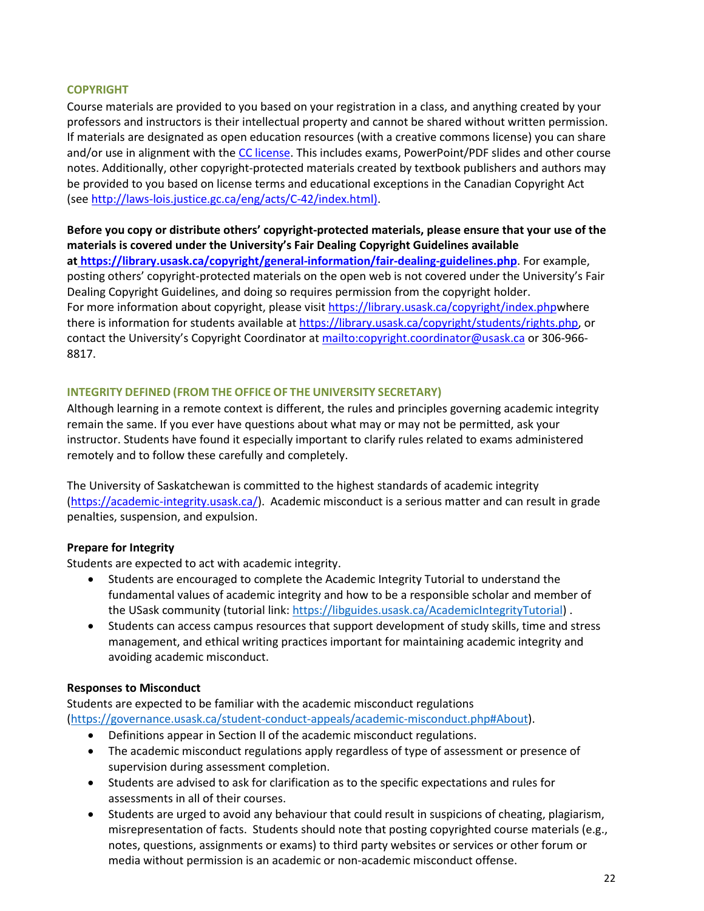## COPYRIGHT

Course materials are provided to you based on your registration in a class, and anything created by your professors and instructors is their intellectual property and cannot be shared without written permission. If materials are designated as open education resources (with a creative commons license) you can share and/or use in alignment with the CC license. This includes exams, PowerPoint/PDF slides and other course notes. Additionally, other copyright-protected materials created by textbook publishers and authors may be provided to you based on license terms and educational exceptions in the Canadian Copyright Act (see http://laws-lois.justice.gc.ca/eng/acts/C-42/index.html).

**Before you copy or distribute others' copyright-protected materials, please ensure that your use of the materials is covered under the University's Fair Dealing Copyright Guidelines available at https://library.usask.ca/copyright/general-information/fair-dealing-guidelines.php**. For example, posting others' copyright-protected materials on the open web is not covered under the University's Fair Dealing Copyright Guidelines, and doing so requires permission from the copyright holder. For more information about copyright, please visit https://library.usask.ca/copyright/index.phpwhere there is information for students available at https://library.usask.ca/copyright/students/rights.php, or contact the University's Copyright Coordinator at mailto:copyright.coordinator@usask.ca or 306-966-8817.

## INTEGRITY DEFINED (FROM THE OFFICE OF THE UNIVERSITY SECRETARY)

Although learning in a remote context is different, the rules and principles governing academic integrity remain the same. If you ever have questions about what may or may not be permitted, ask your instructor. Students have found it especially important to clarify rules related to exams administered remotely and to follow these carefully and completely.

The University of Saskatchewan is committed to the highest standards of academic integrity (https://academic-integrity.usask.ca/). Academic misconduct is a serious matter and can result in grade penalties, suspension, and expulsion.

### Prepare for Integrity

Students are expected to act with academic integrity.

- Students are encouraged to complete the Academic Integrity Tutorial to understand the fundamental values of academic integrity and how to be a responsible scholar and member of the USask community (tutorial link: https://libguides.usask.ca/AcademicIntegrityTutorial) .
- Students can access campus resources that support development of study skills, time and stress management, and ethical writing practices important for maintaining academic integrity and avoiding academic misconduct.

### Responses to Misconduct

Students are expected to be familiar with the academic misconduct regulations (https://governance.usask.ca/student-conduct-appeals/academic-misconduct.php#About).

- Definitions appear in Section II of the academic misconduct regulations.
- The academic misconduct regulations apply regardless of type of assessment or presence of supervision during assessment completion.
- Students are advised to ask for clarification as to the specific expectations and rules for assessments in all of their courses.
- Students are urged to avoid any behaviour that could result in suspicions of cheating, plagiarism, misrepresentation of facts. Students should note that posting copyrighted course materials (e.g., notes, questions, assignments or exams) to third party websites or services or other forum or media without permission is an academic or non-academic misconduct offense.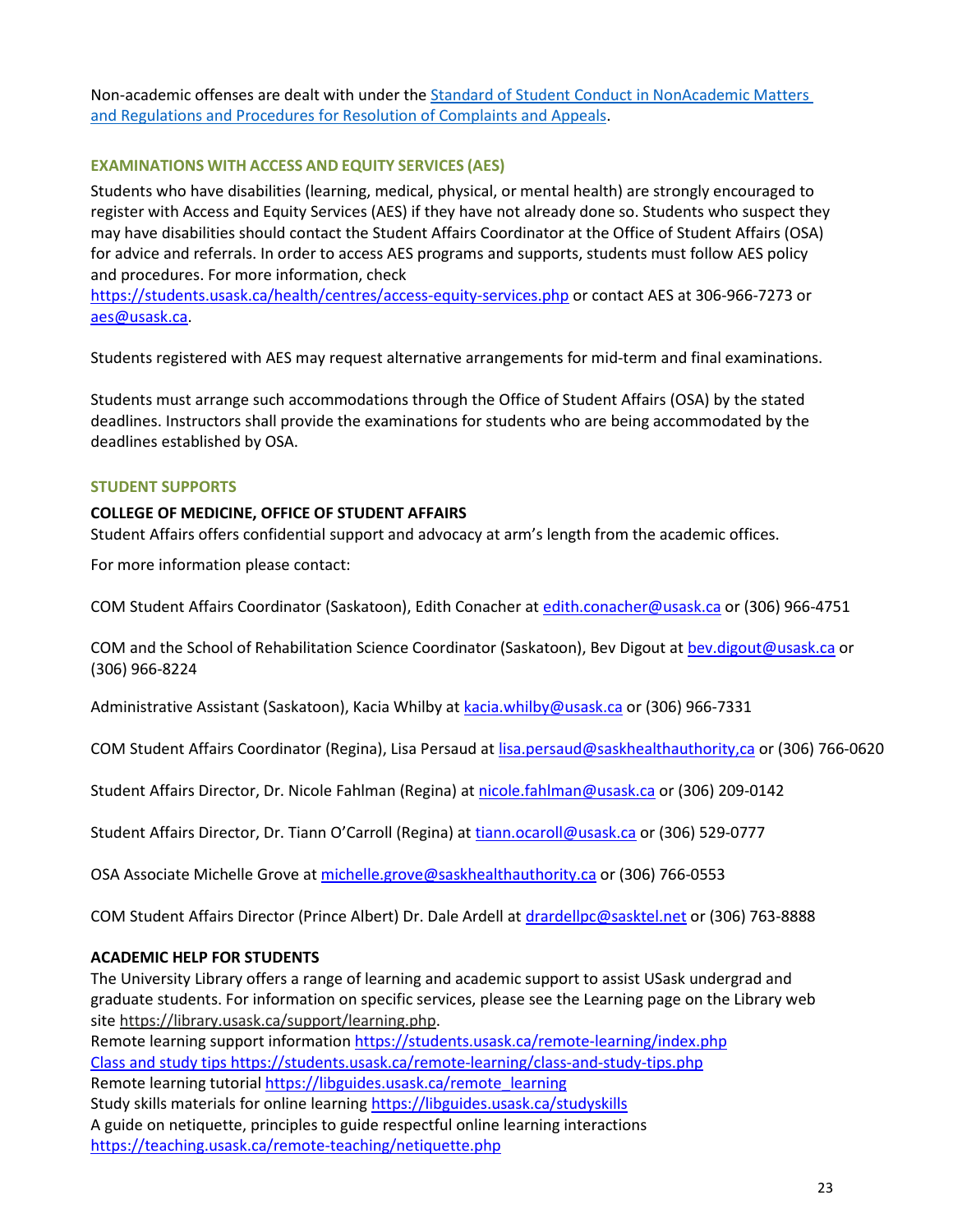Non-academic offenses are dealt with under the [Standard of Student Conduct in NonAcademic Matters and Regulations and Procedures for Resolution of Complaints and Appeals](#).

## EXAMINATIONS WITH ACCESS AND EQUITY SERVICES (AES)

Students who have disabilities (learning, medical, physical, or mental health) are strongly encouraged to register with Access and Equity Services (AES) if they have not already done so. Students who suspect they may have disabilities should contact the Student Affairs Coordinator at the Office of Student Affairs (OSA) for advice and referrals. In order to access AES programs and supports, students must follow AES policy and procedures. For more information, check https://students.usask.ca/health/centres/access-equity-services.php or contact AES at 306-966-7273 or aes@usask.ca.

Students registered with AES may request alternative arrangements for mid-term and final examinations.

Students must arrange such accommodations through the Office of Student Affairs (OSA) by the stated deadlines. Instructors shall provide the examinations for students who are being accommodated by the deadlines established by OSA.

## STUDENT SUPPORTS

### COLLEGE OF MEDICINE, OFFICE OF STUDENT AFFAIRS

Student Affairs offers confidential support and advocacy at arm's length from the academic offices.

For more information please contact:

COM Student Affairs Coordinator (Saskatoon), Edith Conacher at edith.conacher@usask.ca or (306) 966-4751

COM and the School of Rehabilitation Science Coordinator (Saskatoon), Bev Digout at bev.digout@usask.ca or (306) 966-8224

Administrative Assistant (Saskatoon), Kacia Whilby at kacia.whilby@usask.ca or (306) 966-7331

COM Student Affairs Coordinator (Regina), Lisa Persaud at lisa.persaud@saskhealthauthority,ca or (306) 766-0620

Student Affairs Director, Dr. Nicole Fahlman (Regina) at nicole.fahlman@usask.ca or (306) 209-0142

Student Affairs Director, Dr. Tiann O'Carroll (Regina) at tiann.ocaroll@usask.ca or (306) 529-0777

OSA Associate Michelle Grove at michelle.grove@saskhealthauthority.ca or (306) 766-0553

COM Student Affairs Director (Prince Albert) Dr. Dale Ardell at drardellpc@sasktel.net or (306) 763-8888

### ACADEMIC HELP FOR STUDENTS

The University Library offers a range of learning and academic support to assist USask undergrad and graduate students. For information on specific services, please see the Learning page on the Library web site https://library.usask.ca/support/learning.php.
Remote learning support information https://students.usask.ca/remote-learning/index.php
Class and study tips https://students.usask.ca/remote-learning/class-and-study-tips.php
Remote learning tutorial https://libguides.usask.ca/remote_learning
Study skills materials for online learning https://libguides.usask.ca/studyskills
A guide on netiquette, principles to guide respectful online learning interactions https://teaching.usask.ca/remote-teaching/netiquette.php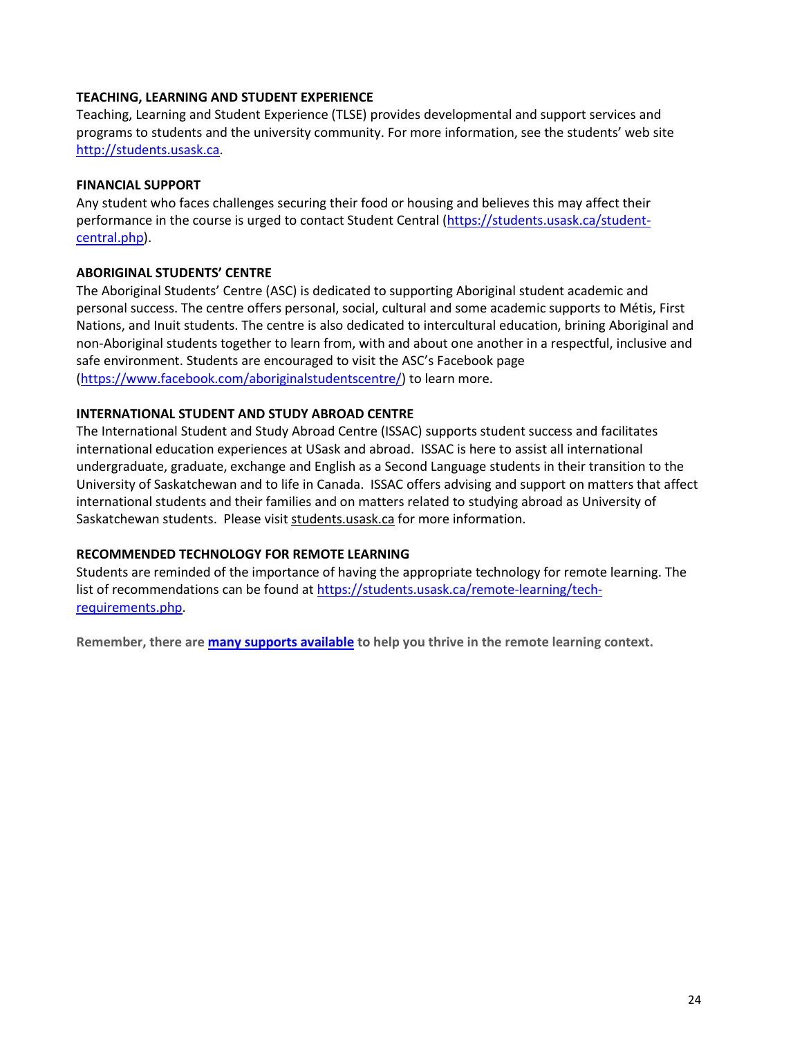**TEACHING, LEARNING AND STUDENT EXPERIENCE**

Teaching, Learning and Student Experience (TLSE) provides developmental and support services and programs to students and the university community. For more information, see the students' web site http://students.usask.ca.

**FINANCIAL SUPPORT**

Any student who faces challenges securing their food or housing and believes this may affect their performance in the course is urged to contact Student Central (https://students.usask.ca/student-central.php).

**ABORIGINAL STUDENTS' CENTRE**

The Aboriginal Students' Centre (ASC) is dedicated to supporting Aboriginal student academic and personal success. The centre offers personal, social, cultural and some academic supports to Métis, First Nations, and Inuit students. The centre is also dedicated to intercultural education, brining Aboriginal and non-Aboriginal students together to learn from, with and about one another in a respectful, inclusive and safe environment. Students are encouraged to visit the ASC's Facebook page (https://www.facebook.com/aboriginalstudentscentre/) to learn more.

**INTERNATIONAL STUDENT AND STUDY ABROAD CENTRE**

The International Student and Study Abroad Centre (ISSAC) supports student success and facilitates international education experiences at USask and abroad. ISSAC is here to assist all international undergraduate, graduate, exchange and English as a Second Language students in their transition to the University of Saskatchewan and to life in Canada. ISSAC offers advising and support on matters that affect international students and their families and on matters related to studying abroad as University of Saskatchewan students. Please visit students.usask.ca for more information.

**RECOMMENDED TECHNOLOGY FOR REMOTE LEARNING**

Students are reminded of the importance of having the appropriate technology for remote learning. The list of recommendations can be found at https://students.usask.ca/remote-learning/tech-requirements.php.

**Remember, there are many supports available to help you thrive in the remote learning context.**